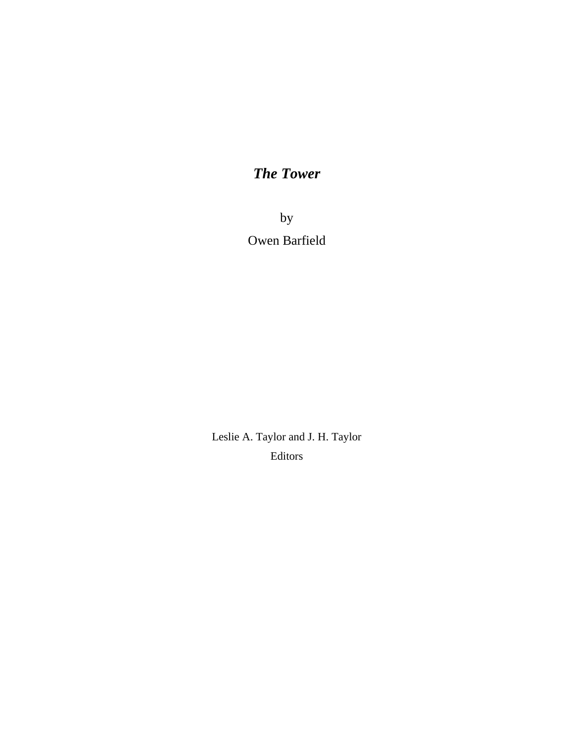# *The Tower*

by

Owen Barfield

Leslie A. Taylor and J. H. Taylor

Editors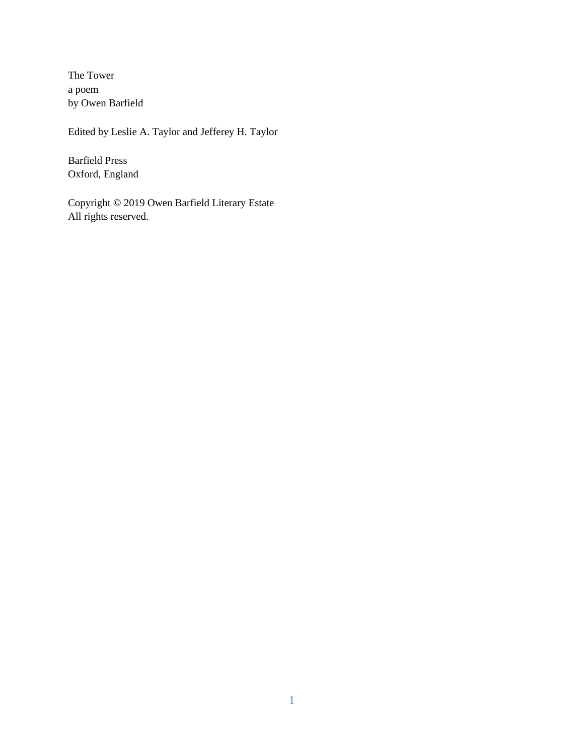The Tower
a poem
by Owen Barfield

Edited by Leslie A. Taylor and Jefferey H. Taylor

Barfield Press
Oxford, England

Copyright © 2019 Owen Barfield Literary Estate
All rights reserved.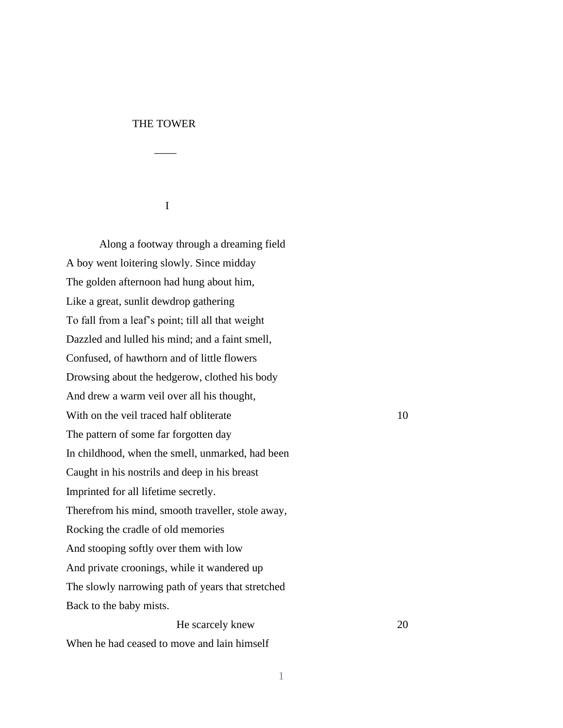# THE TOWER

——

## I

Along a footway through a dreaming field
A boy went loitering slowly. Since midday
The golden afternoon had hung about him,
Like a great, sunlit dewdrop gathering
To fall from a leaf's point; till all that weight
Dazzled and lulled his mind; and a faint smell,
Confused, of hawthorn and of little flowers
Drowsing about the hedgerow, clothed his body
And drew a warm veil over all his thought,
With on the veil traced half obliterate 10
The pattern of some far forgotten day
In childhood, when the smell, unmarked, had been
Caught in his nostrils and deep in his breast
Imprinted for all lifetime secretly.
Therefrom his mind, smooth traveller, stole away,
Rocking the cradle of old memories
And stooping softly over them with low
And private croonings, while it wandered up
The slowly narrowing path of years that stretched
Back to the baby mists.

He scarcely knew 20
When he had ceased to move and lain himself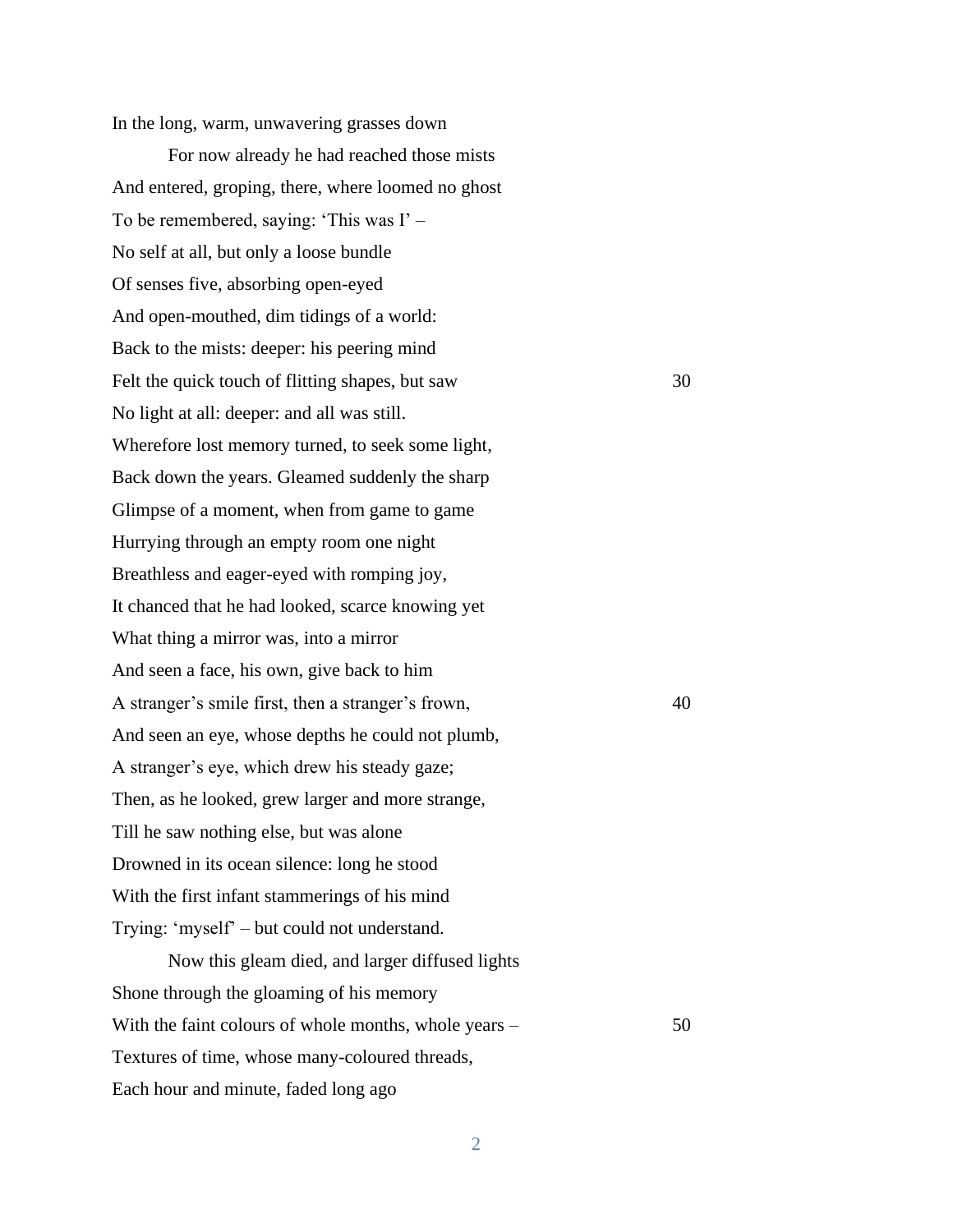In the long, warm, unwavering grasses down

&emsp;&emsp;For now already he had reached those mists
And entered, groping, there, where loomed no ghost
To be remembered, saying: 'This was I' –
No self at all, but only a loose bundle
Of senses five, absorbing open-eyed
And open-mouthed, dim tidings of a world:
Back to the mists: deeper: his peering mind
Felt the quick touch of flitting shapes, but saw &emsp;&emsp;&emsp;&emsp;30
No light at all: deeper: and all was still.
Wherefore lost memory turned, to seek some light,
Back down the years. Gleamed suddenly the sharp
Glimpse of a moment, when from game to game
Hurrying through an empty room one night
Breathless and eager-eyed with romping joy,
It chanced that he had looked, scarce knowing yet
What thing a mirror was, into a mirror
And seen a face, his own, give back to him
A stranger's smile first, then a stranger's frown, &emsp;&emsp;&emsp;&emsp;40
And seen an eye, whose depths he could not plumb,
A stranger's eye, which drew his steady gaze;
Then, as he looked, grew larger and more strange,
Till he saw nothing else, but was alone
Drowned in its ocean silence: long he stood
With the first infant stammerings of his mind
Trying: 'myself' – but could not understand.

&emsp;&emsp;Now this gleam died, and larger diffused lights
Shone through the gloaming of his memory
With the faint colours of whole months, whole years – &emsp;&emsp;&emsp;&emsp;50
Textures of time, whose many-coloured threads,
Each hour and minute, faded long ago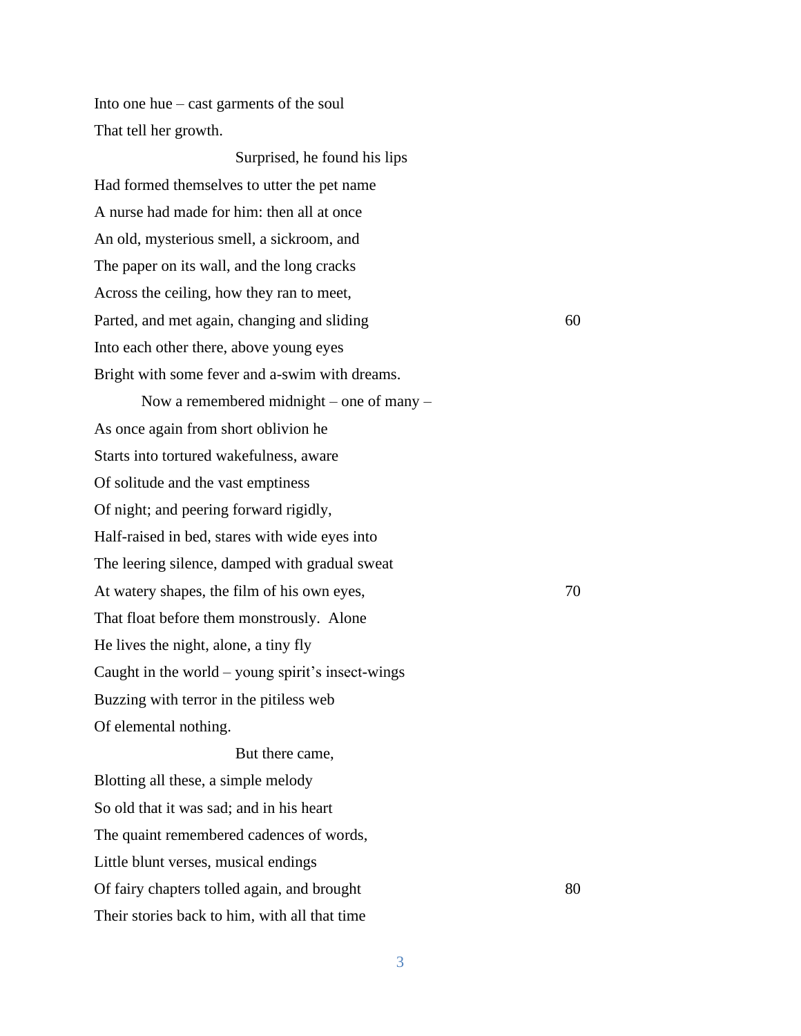Into one hue – cast garments of the soul  
That tell her growth.

Surprised, he found his lips  
Had formed themselves to utter the pet name  
A nurse had made for him: then all at once  
An old, mysterious smell, a sickroom, and  
The paper on its wall, and the long cracks  
Across the ceiling, how they ran to meet,  
Parted, and met again, changing and sliding 60  
Into each other there, above young eyes  
Bright with some fever and a-swim with dreams.

Now a remembered midnight – one of many –  
As once again from short oblivion he  
Starts into tortured wakefulness, aware  
Of solitude and the vast emptiness  
Of night; and peering forward rigidly,  
Half-raised in bed, stares with wide eyes into  
The leering silence, damped with gradual sweat  
At watery shapes, the film of his own eyes, 70  
That float before them monstrously. Alone  
He lives the night, alone, a tiny fly  
Caught in the world – young spirit's insect-wings  
Buzzing with terror in the pitiless web  
Of elemental nothing.

But there came,  
Blotting all these, a simple melody  
So old that it was sad; and in his heart  
The quaint remembered cadences of words,  
Little blunt verses, musical endings  
Of fairy chapters tolled again, and brought 80  
Their stories back to him, with all that time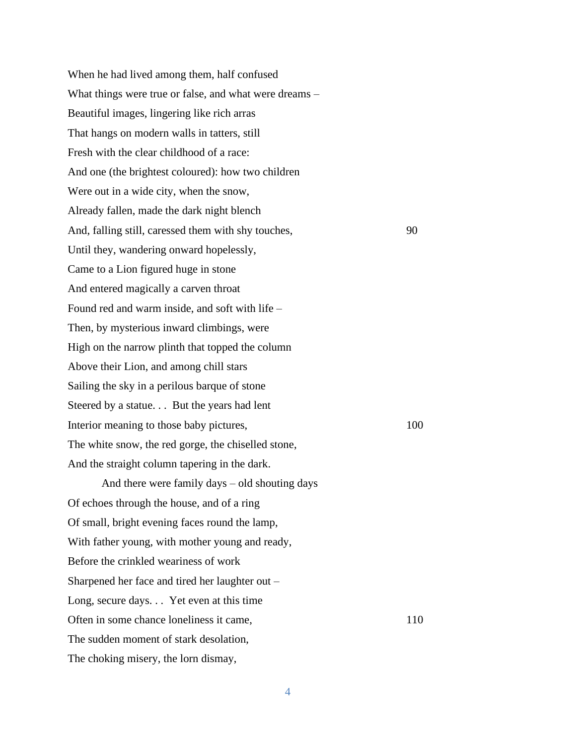When he had lived among them, half confused  
What things were true or false, and what were dreams –  
Beautiful images, lingering like rich arras  
That hangs on modern walls in tatters, still  
Fresh with the clear childhood of a race:  
And one (the brightest coloured): how two children  
Were out in a wide city, when the snow,  
Already fallen, made the dark night blench  
And, falling still, caressed them with shy touches, 90  
Until they, wandering onward hopelessly,  
Came to a Lion figured huge in stone  
And entered magically a carven throat  
Found red and warm inside, and soft with life –  
Then, by mysterious inward climbings, were  
High on the narrow plinth that topped the column  
Above their Lion, and among chill stars  
Sailing the sky in a perilous barque of stone  
Steered by a statue. . . But the years had lent  
Interior meaning to those baby pictures, 100  
The white snow, the red gorge, the chiselled stone,  
And the straight column tapering in the dark.

And there were family days – old shouting days  
Of echoes through the house, and of a ring  
Of small, bright evening faces round the lamp,  
With father young, with mother young and ready,  
Before the crinkled weariness of work  
Sharpened her face and tired her laughter out –  
Long, secure days. . . Yet even at this time  
Often in some chance loneliness it came, 110  
The sudden moment of stark desolation,  
The choking misery, the lorn dismay,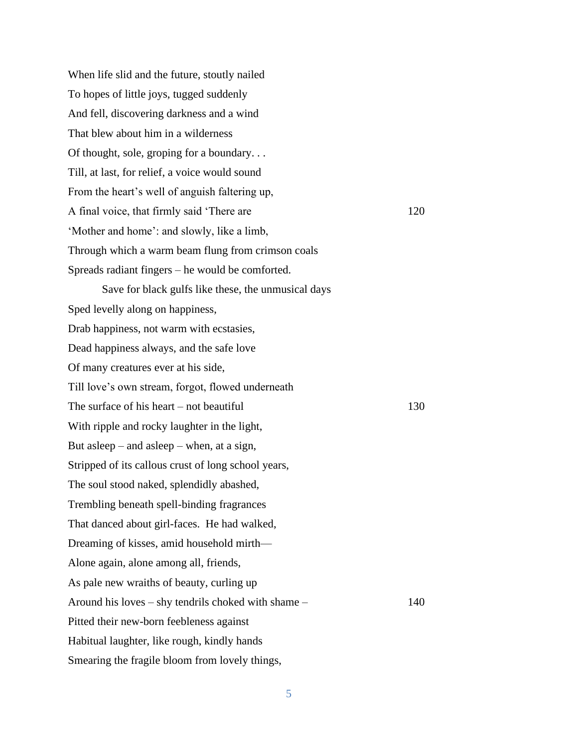When life slid and the future, stoutly nailed
To hopes of little joys, tugged suddenly
And fell, discovering darkness and a wind
That blew about him in a wilderness
Of thought, sole, groping for a boundary. . .
Till, at last, for relief, a voice would sound
From the heart's well of anguish faltering up,
A final voice, that firmly said 'There are 120
'Mother and home': and slowly, like a limb,
Through which a warm beam flung from crimson coals
Spreads radiant fingers – he would be comforted.

Save for black gulfs like these, the unmusical days
Sped levelly along on happiness,
Drab happiness, not warm with ecstasies,
Dead happiness always, and the safe love
Of many creatures ever at his side,
Till love's own stream, forgot, flowed underneath
The surface of his heart – not beautiful 130
With ripple and rocky laughter in the light,
But asleep – and asleep – when, at a sign,
Stripped of its callous crust of long school years,
The soul stood naked, splendidly abashed,
Trembling beneath spell-binding fragrances
That danced about girl-faces. He had walked,
Dreaming of kisses, amid household mirth—
Alone again, alone among all, friends,
As pale new wraiths of beauty, curling up
Around his loves – shy tendrils choked with shame – 140
Pitted their new-born feebleness against
Habitual laughter, like rough, kindly hands
Smearing the fragile bloom from lovely things,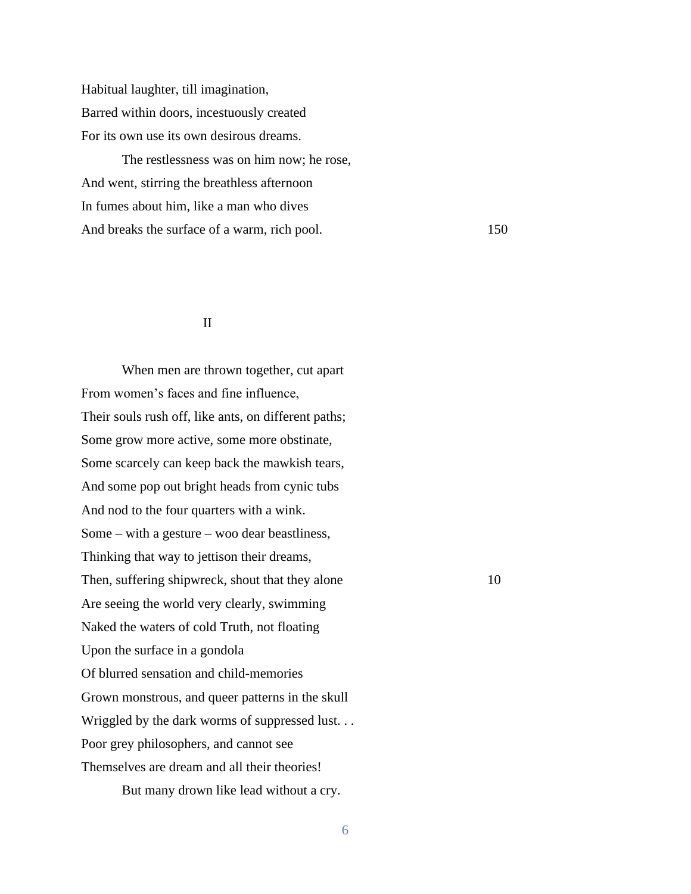Habitual laughter, till imagination,
Barred within doors, incestuously created
For its own use its own desirous dreams.

The restlessness was on him now; he rose,
And went, stirring the breathless afternoon
In fumes about him, like a man who dives
And breaks the surface of a warm, rich pool. 150

## II

When men are thrown together, cut apart
From women's faces and fine influence,
Their souls rush off, like ants, on different paths;
Some grow more active, some more obstinate,
Some scarcely can keep back the mawkish tears,
And some pop out bright heads from cynic tubs
And nod to the four quarters with a wink.
Some – with a gesture – woo dear beastliness,
Thinking that way to jettison their dreams,
Then, suffering shipwreck, shout that they alone 10
Are seeing the world very clearly, swimming
Naked the waters of cold Truth, not floating
Upon the surface in a gondola
Of blurred sensation and child-memories
Grown monstrous, and queer patterns in the skull
Wriggled by the dark worms of suppressed lust. . .
Poor grey philosophers, and cannot see
Themselves are dream and all their theories!

But many drown like lead without a cry.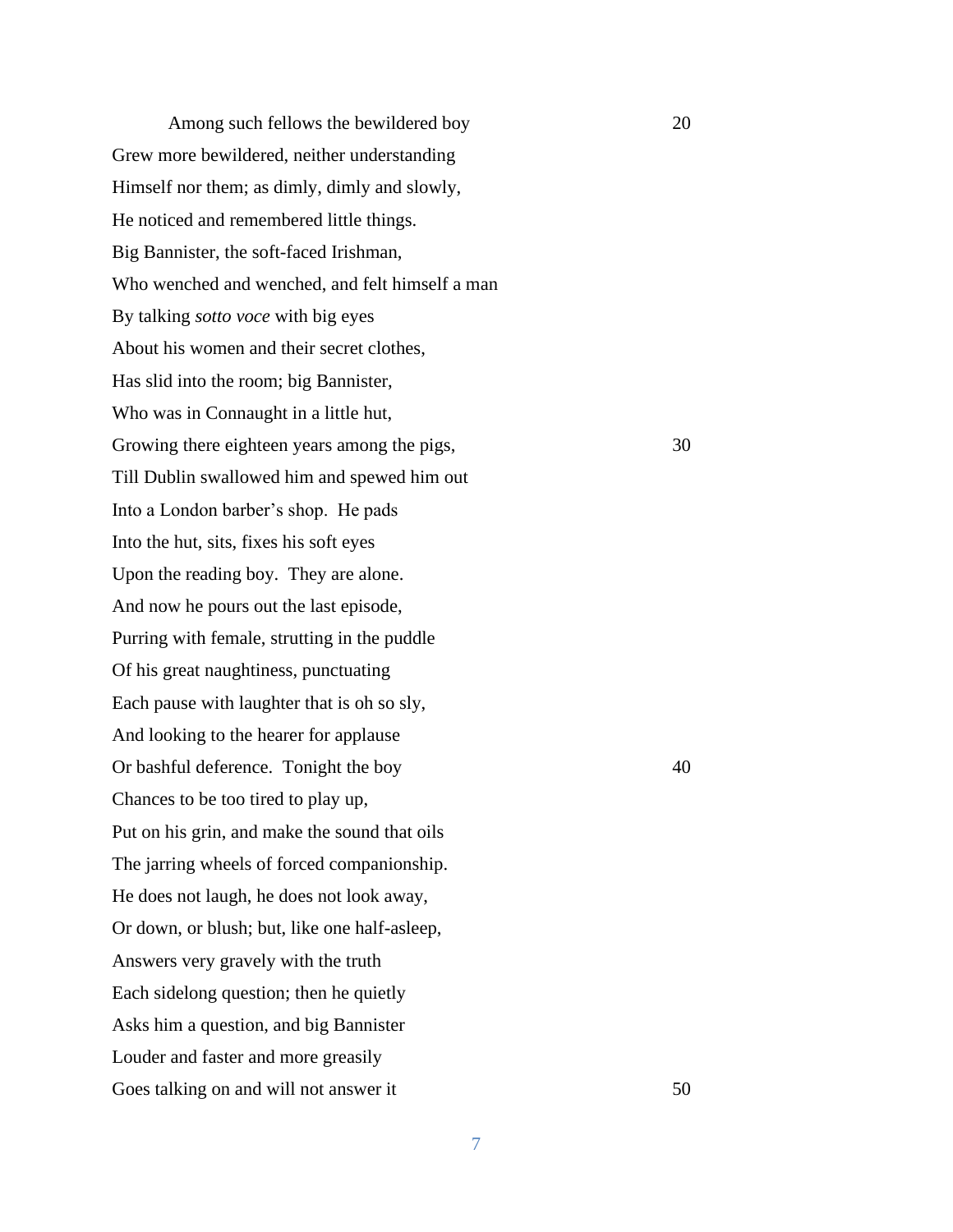Among such fellows the bewildered boy 20
Grew more bewildered, neither understanding
Himself nor them; as dimly, dimly and slowly,
He noticed and remembered little things.
Big Bannister, the soft-faced Irishman,
Who wenched and wenched, and felt himself a man
By talking *sotto voce* with big eyes
About his women and their secret clothes,
Has slid into the room; big Bannister,
Who was in Connaught in a little hut,
Growing there eighteen years among the pigs, 30
Till Dublin swallowed him and spewed him out
Into a London barber's shop. He pads
Into the hut, sits, fixes his soft eyes
Upon the reading boy. They are alone.
And now he pours out the last episode,
Purring with female, strutting in the puddle
Of his great naughtiness, punctuating
Each pause with laughter that is oh so sly,
And looking to the hearer for applause
Or bashful deference. Tonight the boy 40
Chances to be too tired to play up,
Put on his grin, and make the sound that oils
The jarring wheels of forced companionship.
He does not laugh, he does not look away,
Or down, or blush; but, like one half-asleep,
Answers very gravely with the truth
Each sidelong question; then he quietly
Asks him a question, and big Bannister
Louder and faster and more greasily
Goes talking on and will not answer it 50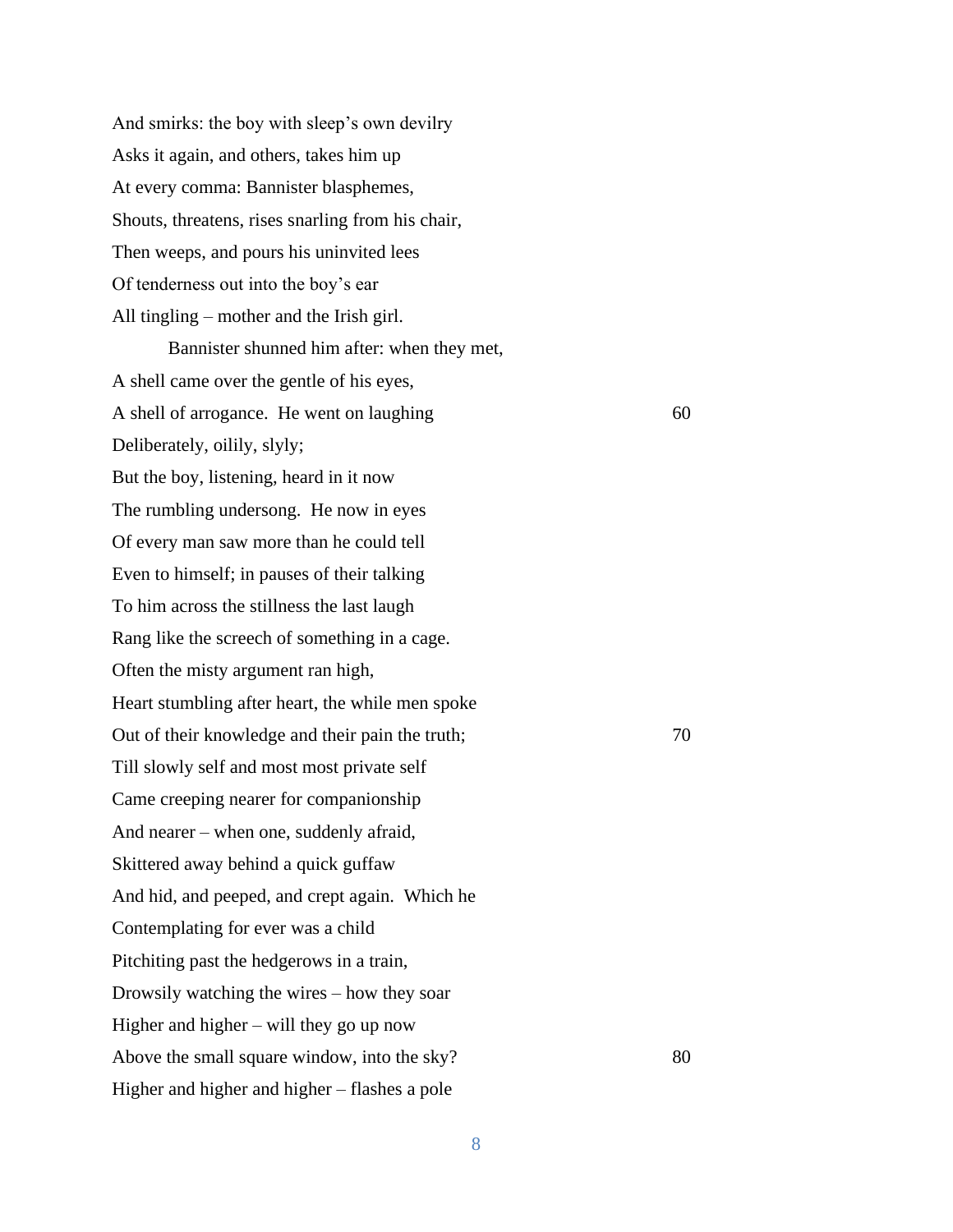And smirks: the boy with sleep's own devilry
Asks it again, and others, takes him up
At every comma: Bannister blasphemes,
Shouts, threatens, rises snarling from his chair,
Then weeps, and pours his uninvited lees
Of tenderness out into the boy's ear
All tingling – mother and the Irish girl.
&emsp;&emsp;&emsp;&emsp;Bannister shunned him after: when they met,
A shell came over the gentle of his eyes,
A shell of arrogance. He went on laughing &emsp;&emsp;&emsp;&emsp;&emsp;&emsp;&emsp;&emsp;&emsp;&emsp;60
Deliberately, oilily, slyly;
But the boy, listening, heard in it now
The rumbling undersong. He now in eyes
Of every man saw more than he could tell
Even to himself; in pauses of their talking
To him across the stillness the last laugh
Rang like the screech of something in a cage.
Often the misty argument ran high,
Heart stumbling after heart, the while men spoke
Out of their knowledge and their pain the truth; &emsp;&emsp;&emsp;&emsp;&emsp;&emsp;&emsp;&emsp;70
Till slowly self and most private self
Came creeping nearer for companionship
And nearer – when one, suddenly afraid,
Skittered away behind a quick guffaw
And hid, and peeped, and crept again. Which he
Contemplating for ever was a child
Pitchiting past the hedgerows in a train,
Drowsily watching the wires – how they soar
Higher and higher – will they go up now
Above the small square window, into the sky? &emsp;&emsp;&emsp;&emsp;&emsp;&emsp;&emsp;&emsp;80
Higher and higher and higher – flashes a pole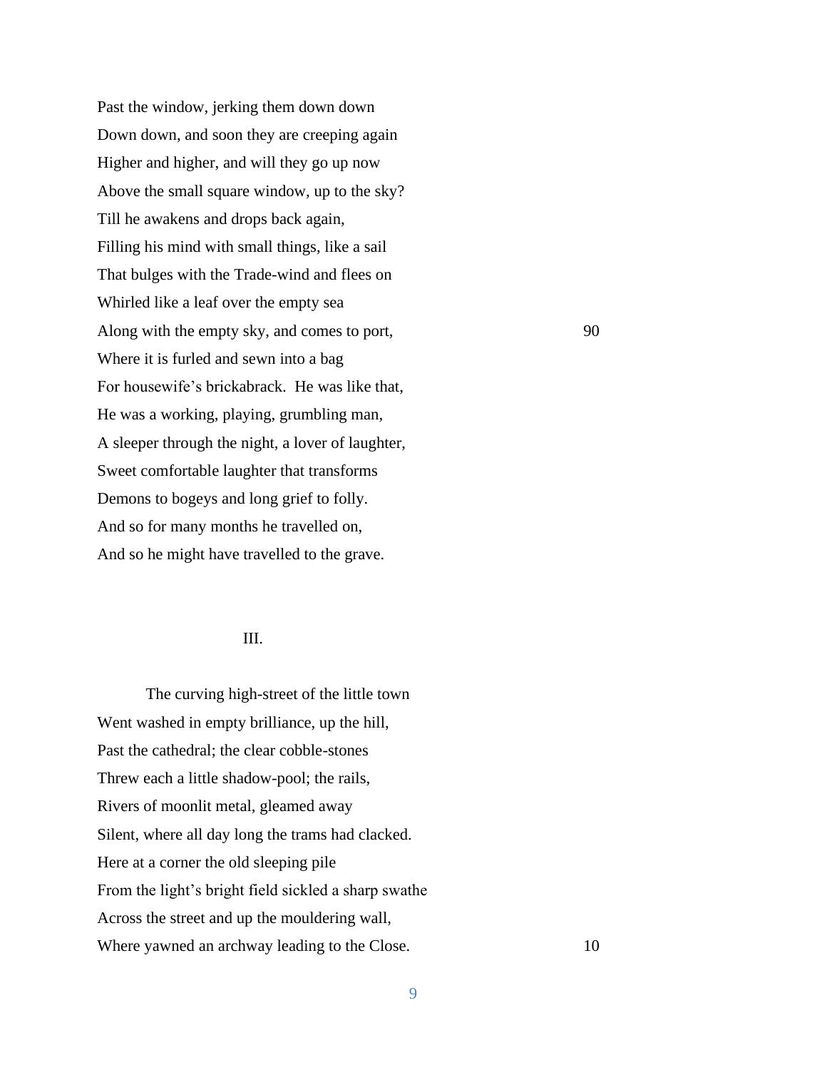Past the window, jerking them down down  
Down down, and soon they are creeping again  
Higher and higher, and will they go up now  
Above the small square window, up to the sky?  
Till he awakens and drops back again,  
Filling his mind with small things, like a sail  
That bulges with the Trade-wind and flees on  
Whirled like a leaf over the empty sea  
Along with the empty sky, and comes to port, 90  
Where it is furled and sewn into a bag  
For housewife's brickabrack. He was like that,  
He was a working, playing, grumbling man,  
A sleeper through the night, a lover of laughter,  
Sweet comfortable laughter that transforms  
Demons to bogeys and long grief to folly.  
And so for many months he travelled on,  
And so he might have travelled to the grave.

## III.

The curving high-street of the little town  
Went washed in empty brilliance, up the hill,  
Past the cathedral; the clear cobble-stones  
Threw each a little shadow-pool; the rails,  
Rivers of moonlit metal, gleamed away  
Silent, where all day long the trams had clacked.  
Here at a corner the old sleeping pile  
From the light's bright field sickled a sharp swathe  
Across the street and up the mouldering wall,  
Where yawned an archway leading to the Close. 10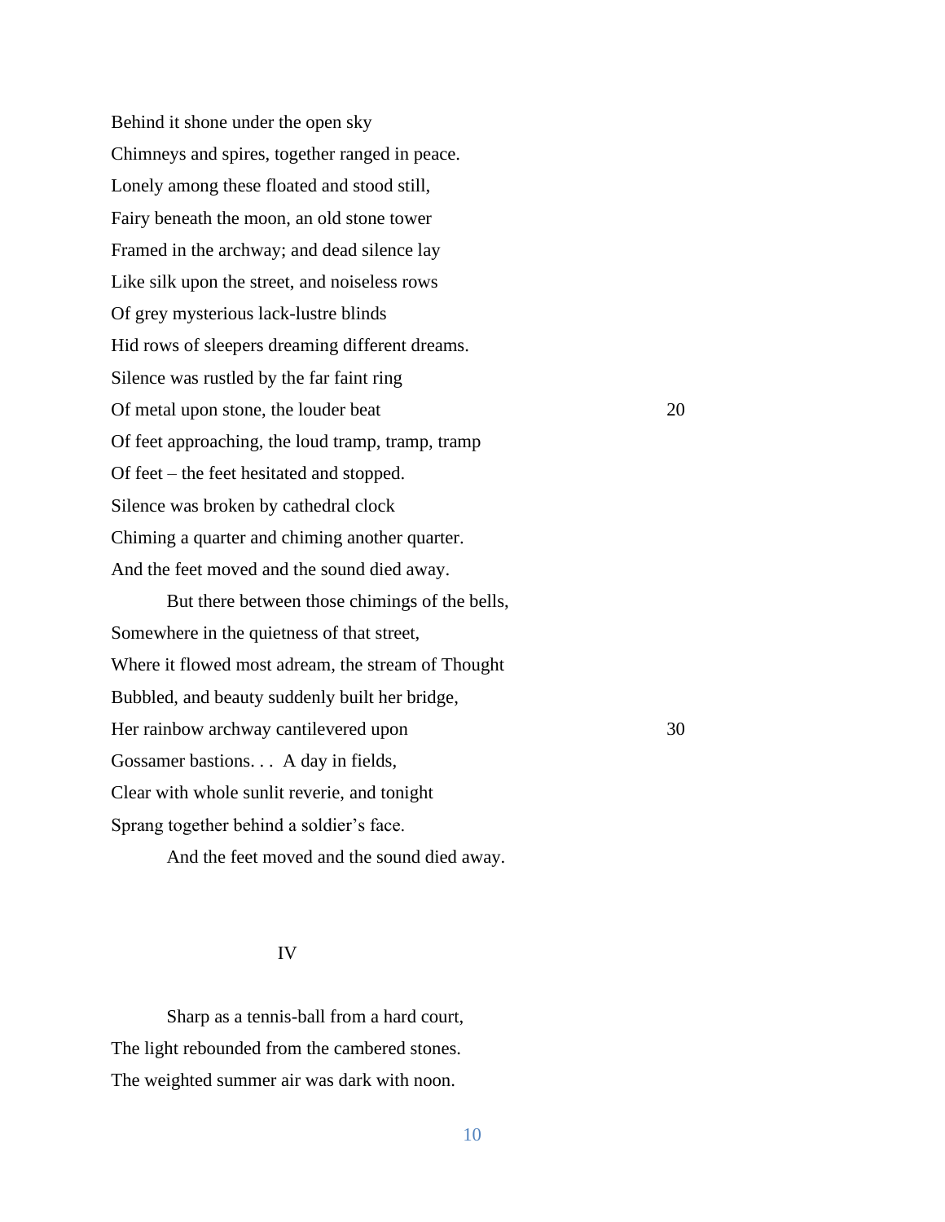Behind it shone under the open sky  
Chimneys and spires, together ranged in peace.  
Lonely among these floated and stood still,  
Fairy beneath the moon, an old stone tower  
Framed in the archway; and dead silence lay  
Like silk upon the street, and noiseless rows  
Of grey mysterious lack-lustre blinds  
Hid rows of sleepers dreaming different dreams.  
Silence was rustled by the far faint ring  
Of metal upon stone, the louder beat 20  
Of feet approaching, the loud tramp, tramp, tramp  
Of feet – the feet hesitated and stopped.  
Silence was broken by cathedral clock  
Chiming a quarter and chiming another quarter.  
And the feet moved and the sound died away.

But there between those chimings of the bells,  
Somewhere in the quietness of that street,  
Where it flowed most adream, the stream of Thought  
Bubbled, and beauty suddenly built her bridge,  
Her rainbow archway cantilevered upon 30  
Gossamer bastions. . . A day in fields,  
Clear with whole sunlit reverie, and tonight  
Sprang together behind a soldier's face.

And the feet moved and the sound died away.

IV

Sharp as a tennis-ball from a hard court,  
The light rebounded from the cambered stones.  
The weighted summer air was dark with noon.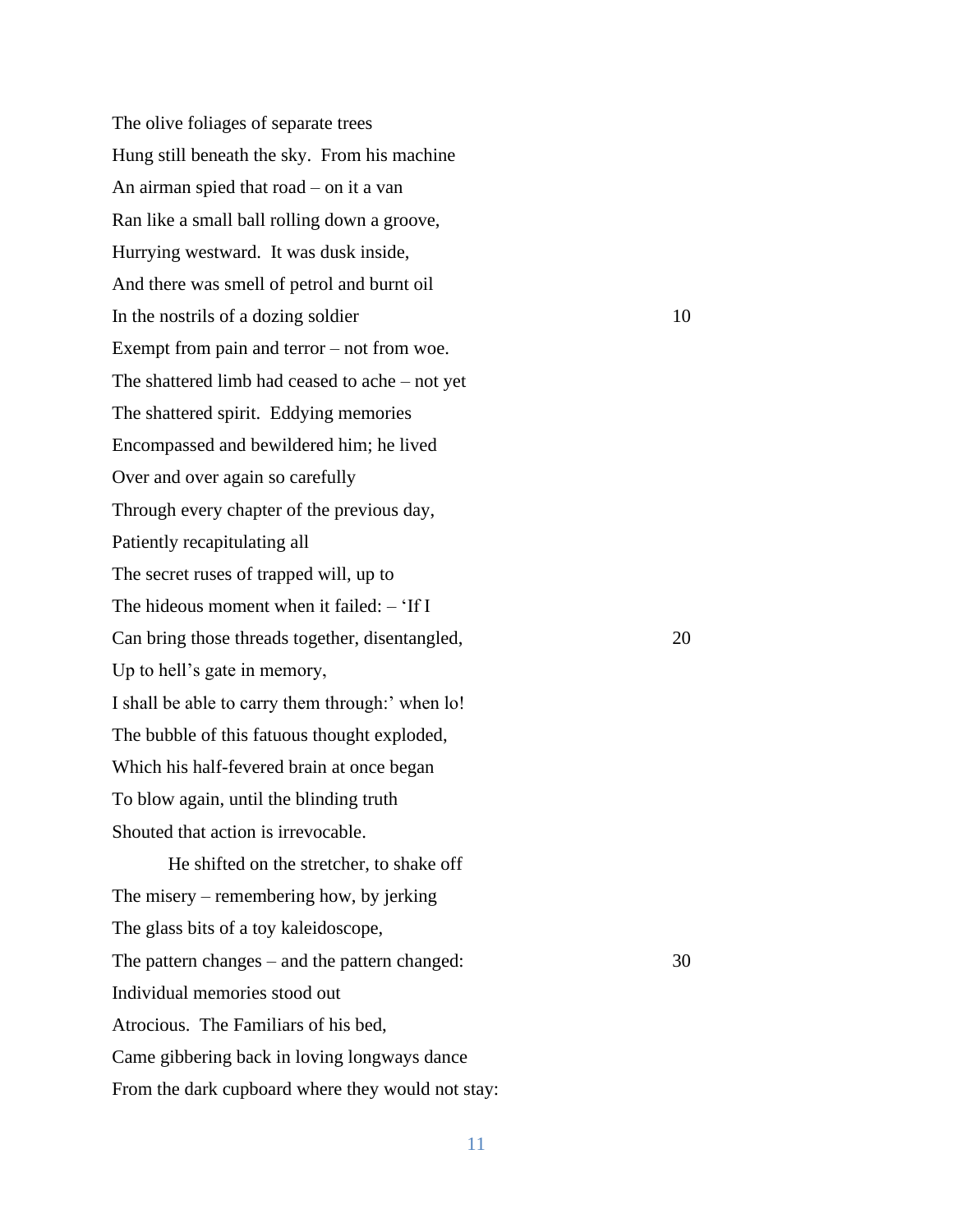The olive foliages of separate trees
Hung still beneath the sky.  From his machine
An airman spied that road – on it a van
Ran like a small ball rolling down a groove,
Hurrying westward.  It was dusk inside,
And there was smell of petrol and burnt oil
In the nostrils of a dozing soldier                                        10
Exempt from pain and terror – not from woe.
The shattered limb had ceased to ache – not yet
The shattered spirit.  Eddying memories
Encompassed and bewildered him; he lived
Over and over again so carefully
Through every chapter of the previous day,
Patiently recapitulating all
The secret ruses of trapped will, up to
The hideous moment when it failed: – 'If I
Can bring those threads together, disentangled,                      20
Up to hell's gate in memory,
I shall be able to carry them through:' when lo!
The bubble of this fatuous thought exploded,
Which his half-fevered brain at once began
To blow again, until the blinding truth
Shouted that action is irrevocable.

He shifted on the stretcher, to shake off
The misery – remembering how, by jerking
The glass bits of a toy kaleidoscope,
The pattern changes – and the pattern changed:                     30
Individual memories stood out
Atrocious.  The Familiars of his bed,
Came gibbering back in loving longways dance
From the dark cupboard where they would not stay: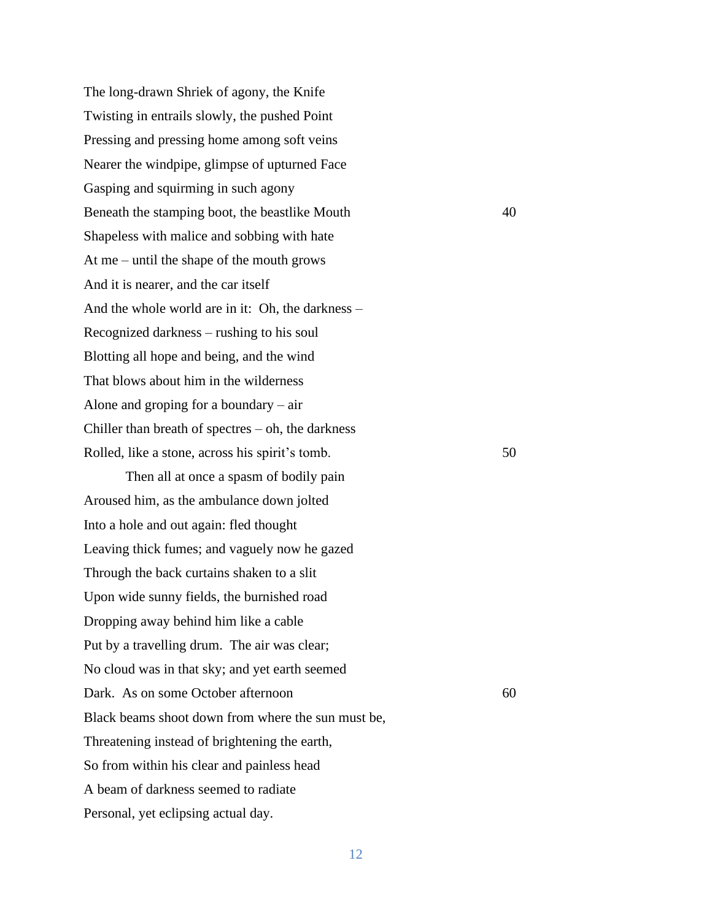The long-drawn Shriek of agony, the Knife  
Twisting in entrails slowly, the pushed Point  
Pressing and pressing home among soft veins  
Nearer the windpipe, glimpse of upturned Face  
Gasping and squirming in such agony  
Beneath the stamping boot, the beastlike Mouth                40  
Shapeless with malice and sobbing with hate  
At me – until the shape of the mouth grows  
And it is nearer, and the car itself  
And the whole world are in it:  Oh, the darkness –  
Recognized darkness – rushing to his soul  
Blotting all hope and being, and the wind  
That blows about him in the wilderness  
Alone and groping for a boundary – air  
Chiller than breath of spectres – oh, the darkness  
Rolled, like a stone, across his spirit's tomb.                50  

Then all at once a spasm of bodily pain  
Aroused him, as the ambulance down jolted  
Into a hole and out again: fled thought  
Leaving thick fumes; and vaguely now he gazed  
Through the back curtains shaken to a slit  
Upon wide sunny fields, the burnished road  
Dropping away behind him like a cable  
Put by a travelling drum.  The air was clear;  
No cloud was in that sky; and yet earth seemed  
Dark.  As on some October afternoon                60  
Black beams shoot down from where the sun must be,  
Threatening instead of brightening the earth,  
So from within his clear and painless head  
A beam of darkness seemed to radiate  
Personal, yet eclipsing actual day.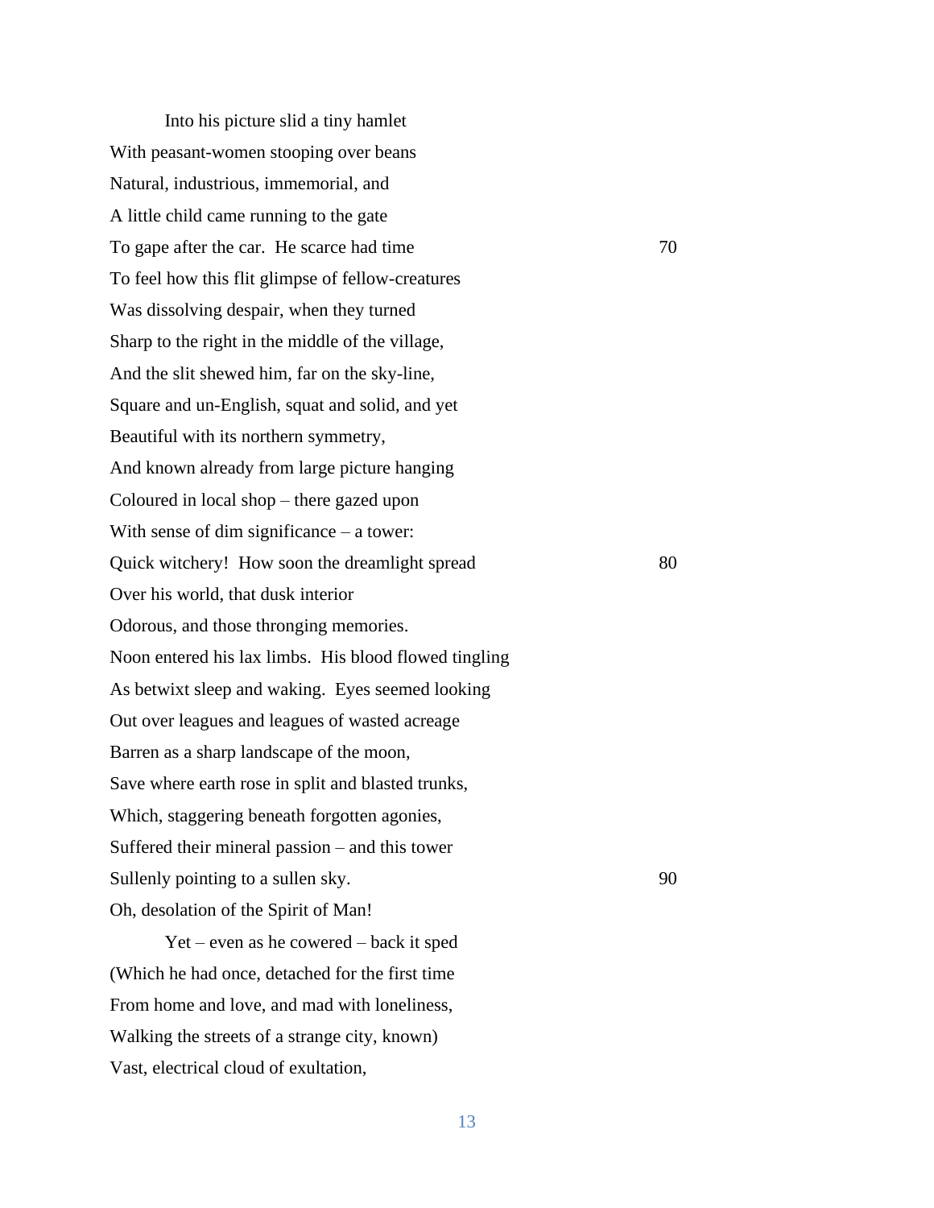Into his picture slid a tiny hamlet  
With peasant-women stooping over beans  
Natural, industrious, immemorial, and  
A little child came running to the gate  
To gape after the car. He scarce had time 70  
To feel how this flit glimpse of fellow-creatures  
Was dissolving despair, when they turned  
Sharp to the right in the middle of the village,  
And the slit shewed him, far on the sky-line,  
Square and un-English, squat and solid, and yet  
Beautiful with its northern symmetry,  
And known already from large picture hanging  
Coloured in local shop – there gazed upon  
With sense of dim significance – a tower:  
Quick witchery! How soon the dreamlight spread 80  
Over his world, that dusk interior  
Odorous, and those thronging memories.  
Noon entered his lax limbs. His blood flowed tingling  
As betwixt sleep and waking. Eyes seemed looking  
Out over leagues and leagues of wasted acreage  
Barren as a sharp landscape of the moon,  
Save where earth rose in split and blasted trunks,  
Which, staggering beneath forgotten agonies,  
Suffered their mineral passion – and this tower  
Sullenly pointing to a sullen sky. 90  
Oh, desolation of the Spirit of Man!

Yet – even as he cowered – back it sped  
(Which he had once, detached for the first time  
From home and love, and mad with loneliness,  
Walking the streets of a strange city, known)  
Vast, electrical cloud of exultation,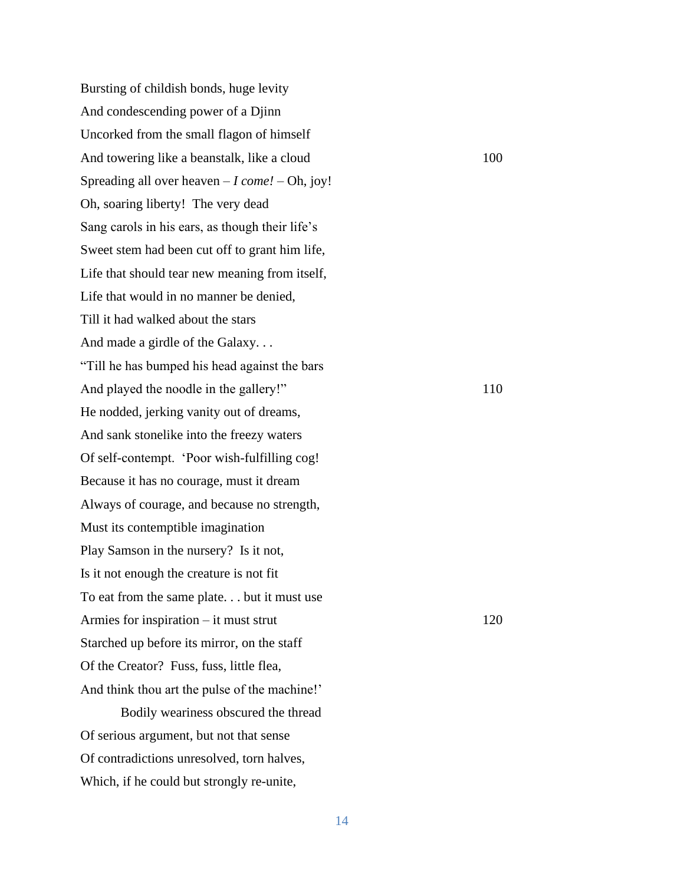Bursting of childish bonds, huge levity
And condescending power of a Djinn
Uncorked from the small flagon of himself
And towering like a beanstalk, like a cloud 100
Spreading all over heaven – *I come!* – Oh, joy!
Oh, soaring liberty! The very dead
Sang carols in his ears, as though their life's
Sweet stem had been cut off to grant him life,
Life that should tear new meaning from itself,
Life that would in no manner be denied,
Till it had walked about the stars
And made a girdle of the Galaxy. . .
"Till he has bumped his head against the bars
And played the noodle in the gallery!" 110
He nodded, jerking vanity out of dreams,
And sank stonelike into the freezy waters
Of self-contempt. 'Poor wish-fulfilling cog!
Because it has no courage, must it dream
Always of courage, and because no strength,
Must its contemptible imagination
Play Samson in the nursery? Is it not,
Is it not enough the creature is not fit
To eat from the same plate. . . but it must use
Armies for inspiration – it must strut 120
Starched up before its mirror, on the staff
Of the Creator? Fuss, fuss, little flea,
And think thou art the pulse of the machine!'

Bodily weariness obscured the thread
Of serious argument, but not that sense
Of contradictions unresolved, torn halves,
Which, if he could but strongly re-unite,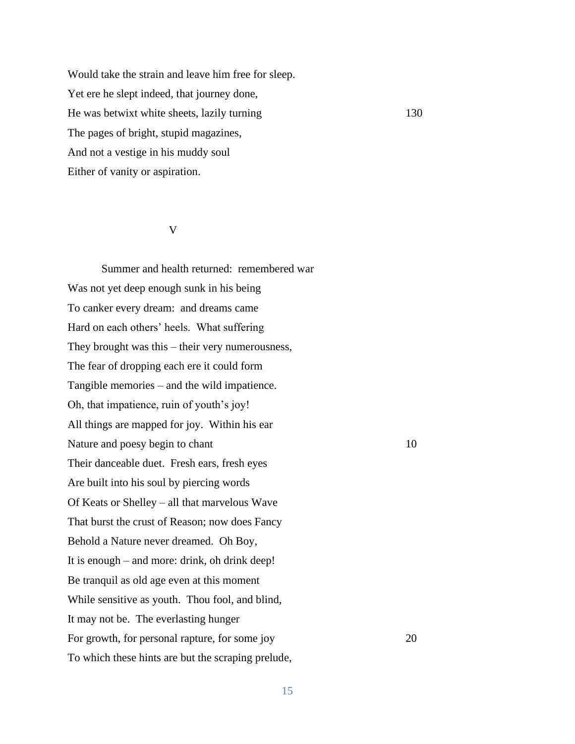Would take the strain and leave him free for sleep.
Yet ere he slept indeed, that journey done,
He was betwixt white sheets, lazily turning 130
The pages of bright, stupid magazines,
And not a vestige in his muddy soul
Either of vanity or aspiration.

## V

Summer and health returned: remembered war
Was not yet deep enough sunk in his being
To canker every dream: and dreams came
Hard on each others' heels. What suffering
They brought was this – their very numerousness,
The fear of dropping each ere it could form
Tangible memories – and the wild impatience.
Oh, that impatience, ruin of youth's joy!
All things are mapped for joy. Within his ear
Nature and poesy begin to chant 10
Their danceable duet. Fresh ears, fresh eyes
Are built into his soul by piercing words
Of Keats or Shelley – all that marvelous Wave
That burst the crust of Reason; now does Fancy
Behold a Nature never dreamed. Oh Boy,
It is enough – and more: drink, oh drink deep!
Be tranquil as old age even at this moment
While sensitive as youth. Thou fool, and blind,
It may not be. The everlasting hunger
For growth, for personal rapture, for some joy 20
To which these hints are but the scraping prelude,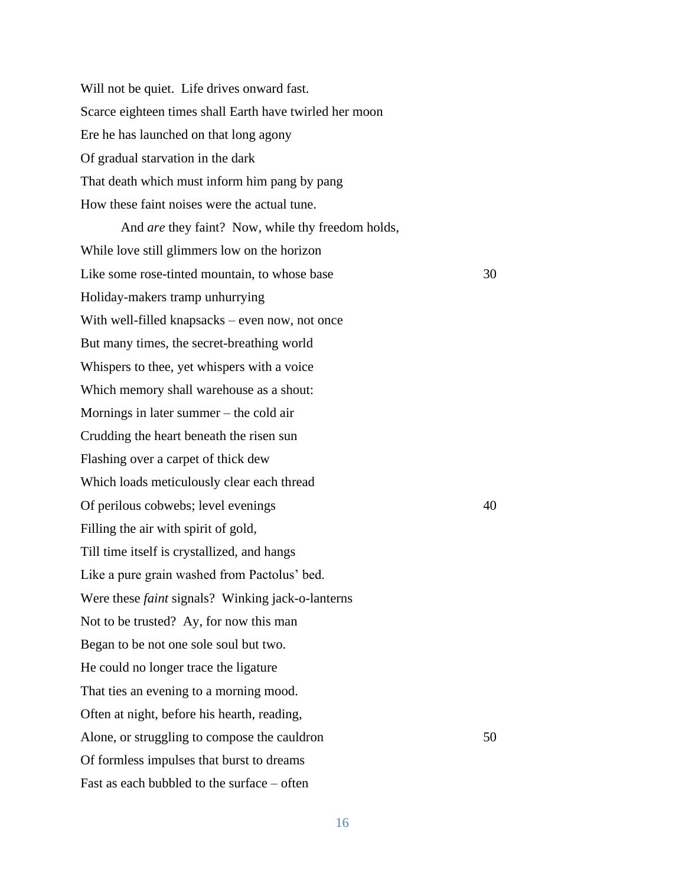Will not be quiet. Life drives onward fast.
Scarce eighteen times shall Earth have twirled her moon
Ere he has launched on that long agony
Of gradual starvation in the dark
That death which must inform him pang by pang
How these faint noises were the actual tune.
      And *are* they faint? Now, while thy freedom holds,
While love still glimmers low on the horizon
Like some rose-tinted mountain, to whose base 30
Holiday-makers tramp unhurrying
With well-filled knapsacks – even now, not once
But many times, the secret-breathing world
Whispers to thee, yet whispers with a voice
Which memory shall warehouse as a shout:
Mornings in later summer – the cold air
Crudding the heart beneath the risen sun
Flashing over a carpet of thick dew
Which loads meticulously clear each thread
Of perilous cobwebs; level evenings 40
Filling the air with spirit of gold,
Till time itself is crystallized, and hangs
Like a pure grain washed from Pactolus' bed.
Were these *faint* signals? Winking jack-o-lanterns
Not to be trusted? Ay, for now this man
Began to be not one sole soul but two.
He could no longer trace the ligature
That ties an evening to a morning mood.
Often at night, before his hearth, reading,
Alone, or struggling to compose the cauldron 50
Of formless impulses that burst to dreams
Fast as each bubbled to the surface – often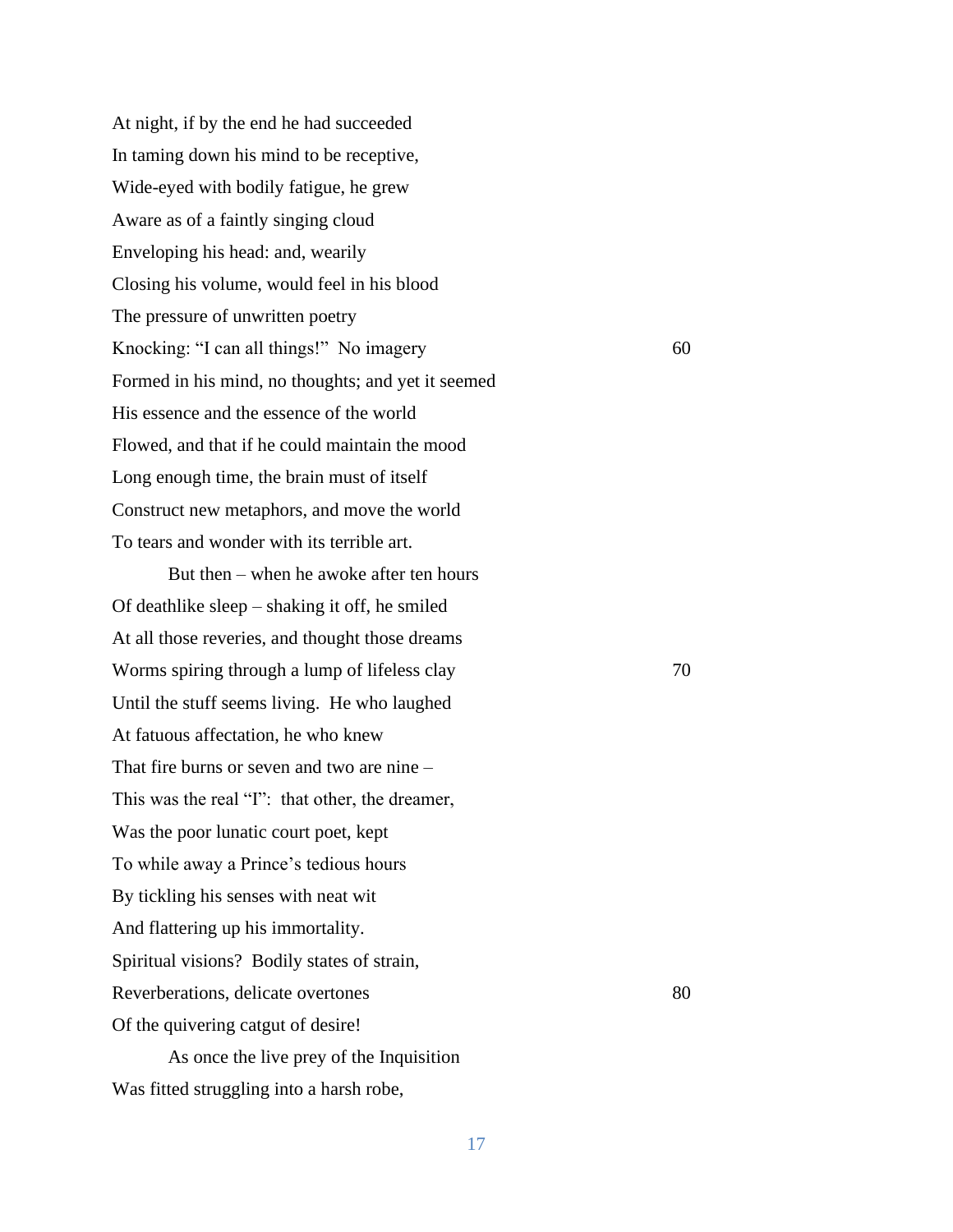At night, if by the end he had succeeded  
In taming down his mind to be receptive,  
Wide-eyed with bodily fatigue, he grew  
Aware as of a faintly singing cloud  
Enveloping his head: and, wearily  
Closing his volume, would feel in his blood  
The pressure of unwritten poetry  
Knocking: "I can all things!"  No imagery                    60  
Formed in his mind, no thoughts; and yet it seemed  
His essence and the essence of the world  
Flowed, and that if he could maintain the mood  
Long enough time, the brain must of itself  
Construct new metaphors, and move the world  
To tears and wonder with its terrible art.

  But then – when he awoke after ten hours  
Of deathlike sleep – shaking it off, he smiled  
At all those reveries, and thought those dreams  
Worms spiring through a lump of lifeless clay                    70  
Until the stuff seems living.  He who laughed  
At fatuous affectation, he who knew  
That fire burns or seven and two are nine –  
This was the real "I":  that other, the dreamer,  
Was the poor lunatic court poet, kept  
To while away a Prince's tedious hours  
By tickling his senses with neat wit  
And flattering up his immortality.  
Spiritual visions?  Bodily states of strain,  
Reverberations, delicate overtones                    80  
Of the quivering catgut of desire!

  As once the live prey of the Inquisition  
Was fitted struggling into a harsh robe,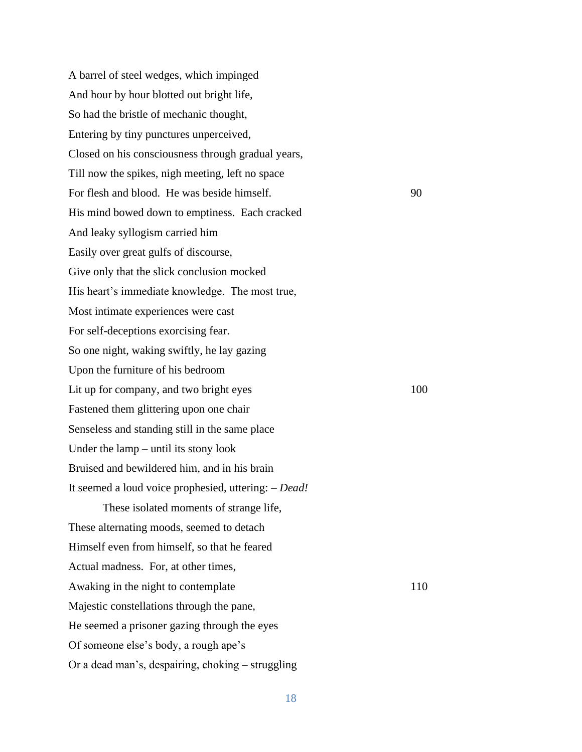A barrel of steel wedges, which impinged
And hour by hour blotted out bright life,
So had the bristle of mechanic thought,
Entering by tiny punctures unperceived,
Closed on his consciousness through gradual years,
Till now the spikes, nigh meeting, left no space
For flesh and blood. He was beside himself. 90
His mind bowed down to emptiness. Each cracked
And leaky syllogism carried him
Easily over great gulfs of discourse,
Give only that the slick conclusion mocked
His heart's immediate knowledge. The most true,
Most intimate experiences were cast
For self-deceptions exorcising fear.
So one night, waking swiftly, he lay gazing
Upon the furniture of his bedroom
Lit up for company, and two bright eyes 100
Fastened them glittering upon one chair
Senseless and standing still in the same place
Under the lamp – until its stony look
Bruised and bewildered him, and in his brain
It seemed a loud voice prophesied, uttering: – *Dead!*

These isolated moments of strange life,
These alternating moods, seemed to detach
Himself even from himself, so that he feared
Actual madness. For, at other times,
Awaking in the night to contemplate 110
Majestic constellations through the pane,
He seemed a prisoner gazing through the eyes
Of someone else's body, a rough ape's
Or a dead man's, despairing, choking – struggling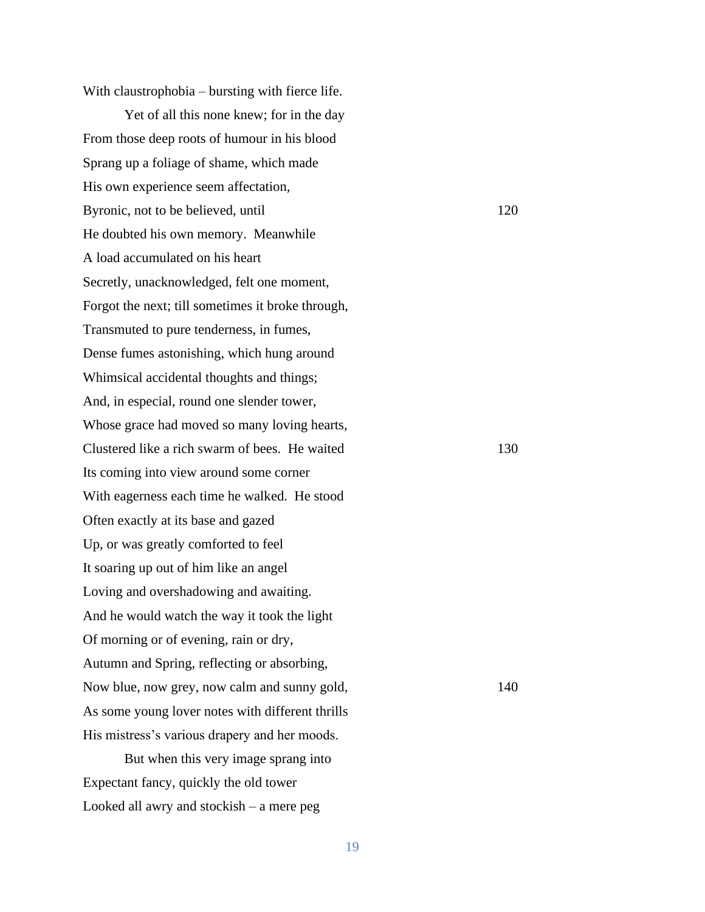With claustrophobia – bursting with fierce life.

Yet of all this none knew; for in the day
From those deep roots of humour in his blood
Sprang up a foliage of shame, which made
His own experience seem affectation,
Byronic, not to be believed, until 120
He doubted his own memory. Meanwhile
A load accumulated on his heart
Secretly, unacknowledged, felt one moment,
Forgot the next; till sometimes it broke through,
Transmuted to pure tenderness, in fumes,
Dense fumes astonishing, which hung around
Whimsical accidental thoughts and things;
And, in especial, round one slender tower,
Whose grace had moved so many loving hearts,
Clustered like a rich swarm of bees. He waited 130
Its coming into view around some corner
With eagerness each time he walked. He stood
Often exactly at its base and gazed
Up, or was greatly comforted to feel
It soaring up out of him like an angel
Loving and overshadowing and awaiting.
And he would watch the way it took the light
Of morning or of evening, rain or dry,
Autumn and Spring, reflecting or absorbing,
Now blue, now grey, now calm and sunny gold, 140
As some young lover notes with different thrills
His mistress's various drapery and her moods.

But when this very image sprang into
Expectant fancy, quickly the old tower
Looked all awry and stockish – a mere peg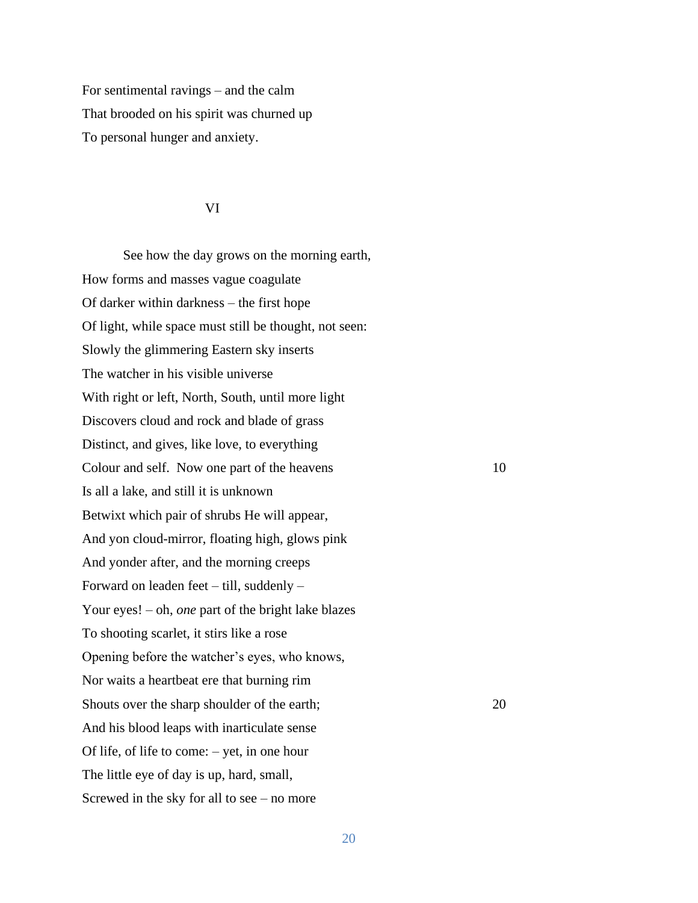For sentimental ravings – and the calm
That brooded on his spirit was churned up
To personal hunger and anxiety.

VI

See how the day grows on the morning earth,
How forms and masses vague coagulate
Of darker within darkness – the first hope
Of light, while space must still be thought, not seen:
Slowly the glimmering Eastern sky inserts
The watcher in his visible universe
With right or left, North, South, until more light
Discovers cloud and rock and blade of grass
Distinct, and gives, like love, to everything
Colour and self. Now one part of the heavens 10
Is all a lake, and still it is unknown
Betwixt which pair of shrubs He will appear,
And yon cloud-mirror, floating high, glows pink
And yonder after, and the morning creeps
Forward on leaden feet – till, suddenly –
Your eyes! – oh, *one* part of the bright lake blazes
To shooting scarlet, it stirs like a rose
Opening before the watcher's eyes, who knows,
Nor waits a heartbeat ere that burning rim
Shouts over the sharp shoulder of the earth; 20
And his blood leaps with inarticulate sense
Of life, of life to come: – yet, in one hour
The little eye of day is up, hard, small,
Screwed in the sky for all to see – no more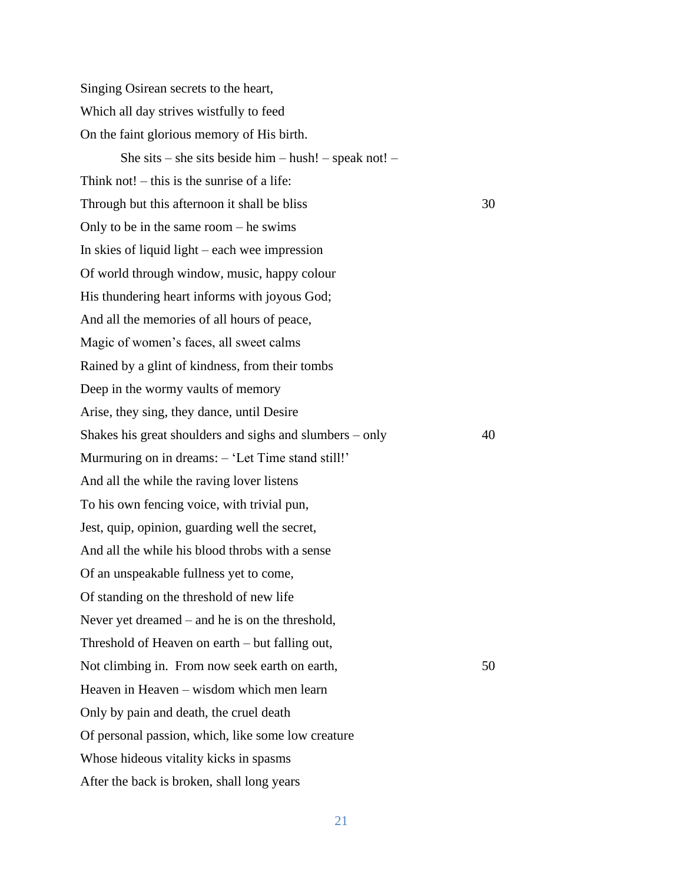Singing Osirean secrets to the heart,  
Which all day strives wistfully to feed  
On the faint glorious memory of His birth.  

&nbsp;&nbsp;&nbsp;&nbsp;&nbsp;&nbsp;&nbsp;&nbsp;She sits – she sits beside him – hush! – speak not! –  
Think not! – this is the sunrise of a life:  
Through but this afternoon it shall be bliss                                    30  
Only to be in the same room – he swims  
In skies of liquid light – each wee impression  
Of world through window, music, happy colour  
His thundering heart informs with joyous God;  
And all the memories of all hours of peace,  
Magic of women's faces, all sweet calms  
Rained by a glint of kindness, from their tombs  
Deep in the wormy vaults of memory  
Arise, they sing, they dance, until Desire  
Shakes his great shoulders and sighs and slumbers – only                40  
Murmuring on in dreams: – 'Let Time stand still!'  
And all the while the raving lover listens  
To his own fencing voice, with trivial pun,  
Jest, quip, opinion, guarding well the secret,  
And all the while his blood throbs with a sense  
Of an unspeakable fullness yet to come,  
Of standing on the threshold of new life  
Never yet dreamed – and he is on the threshold,  
Threshold of Heaven on earth – but falling out,  
Not climbing in.  From now seek earth on earth,                                50  
Heaven in Heaven – wisdom which men learn  
Only by pain and death, the cruel death  
Of personal passion, which, like some low creature  
Whose hideous vitality kicks in spasms  
After the back is broken, shall long years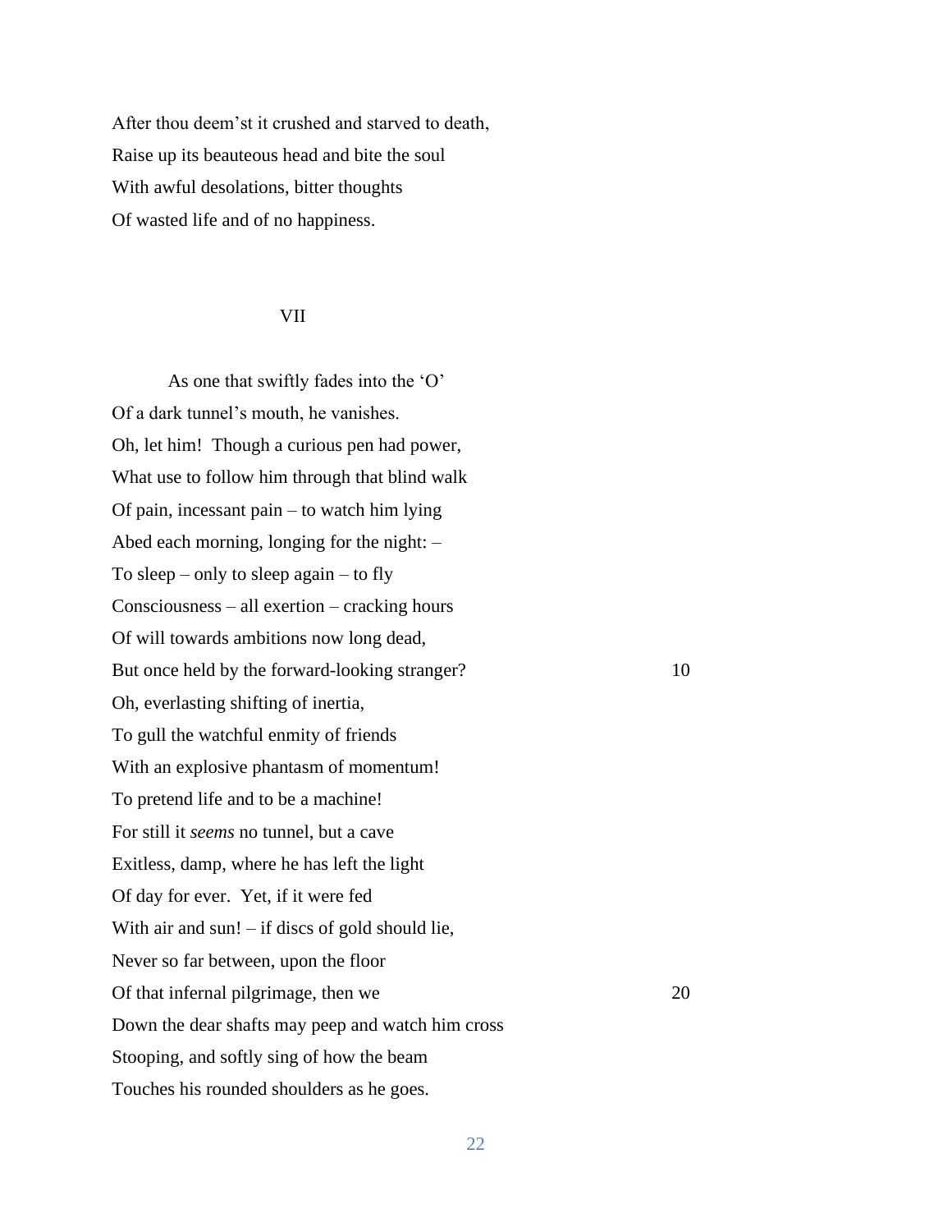After thou deem'st it crushed and starved to death,
Raise up its beauteous head and bite the soul
With awful desolations, bitter thoughts
Of wasted life and of no happiness.

VII

As one that swiftly fades into the 'O'
Of a dark tunnel's mouth, he vanishes.
Oh, let him! Though a curious pen had power,
What use to follow him through that blind walk
Of pain, incessant pain – to watch him lying
Abed each morning, longing for the night: –
To sleep – only to sleep again – to fly
Consciousness – all exertion – cracking hours
Of will towards ambitions now long dead,
But once held by the forward-looking stranger? 10
Oh, everlasting shifting of inertia,
To gull the watchful enmity of friends
With an explosive phantasm of momentum!
To pretend life and to be a machine!
For still it *seems* no tunnel, but a cave
Exitless, damp, where he has left the light
Of day for ever. Yet, if it were fed
With air and sun! – if discs of gold should lie,
Never so far between, upon the floor
Of that infernal pilgrimage, then we 20
Down the dear shafts may peep and watch him cross
Stooping, and softly sing of how the beam
Touches his rounded shoulders as he goes.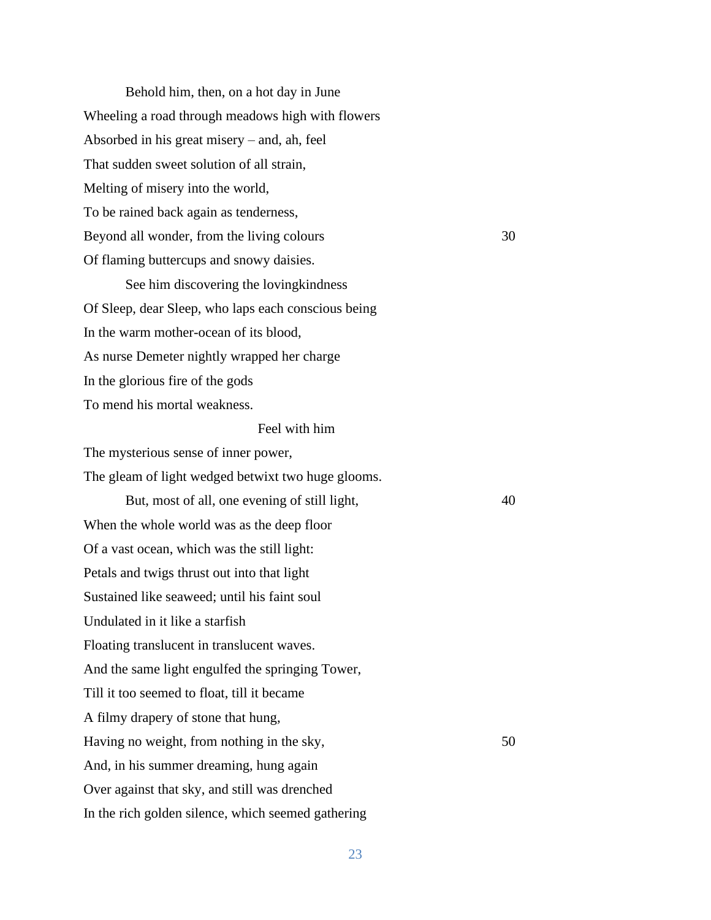Behold him, then, on a hot day in June
Wheeling a road through meadows high with flowers
Absorbed in his great misery – and, ah, feel
That sudden sweet solution of all strain,
Melting of misery into the world,
To be rained back again as tenderness,
Beyond all wonder, from the living colours 30
Of flaming buttercups and snowy daisies.

See him discovering the lovingkindness
Of Sleep, dear Sleep, who laps each conscious being
In the warm mother-ocean of its blood,
As nurse Demeter nightly wrapped her charge
In the glorious fire of the gods
To mend his mortal weakness.

Feel with him
The mysterious sense of inner power,
The gleam of light wedged betwixt two huge glooms.

But, most of all, one evening of still light, 40
When the whole world was as the deep floor
Of a vast ocean, which was the still light:
Petals and twigs thrust out into that light
Sustained like seaweed; until his faint soul
Undulated in it like a starfish
Floating translucent in translucent waves.
And the same light engulfed the springing Tower,
Till it too seemed to float, till it became
A filmy drapery of stone that hung,
Having no weight, from nothing in the sky, 50
And, in his summer dreaming, hung again
Over against that sky, and still was drenched
In the rich golden silence, which seemed gathering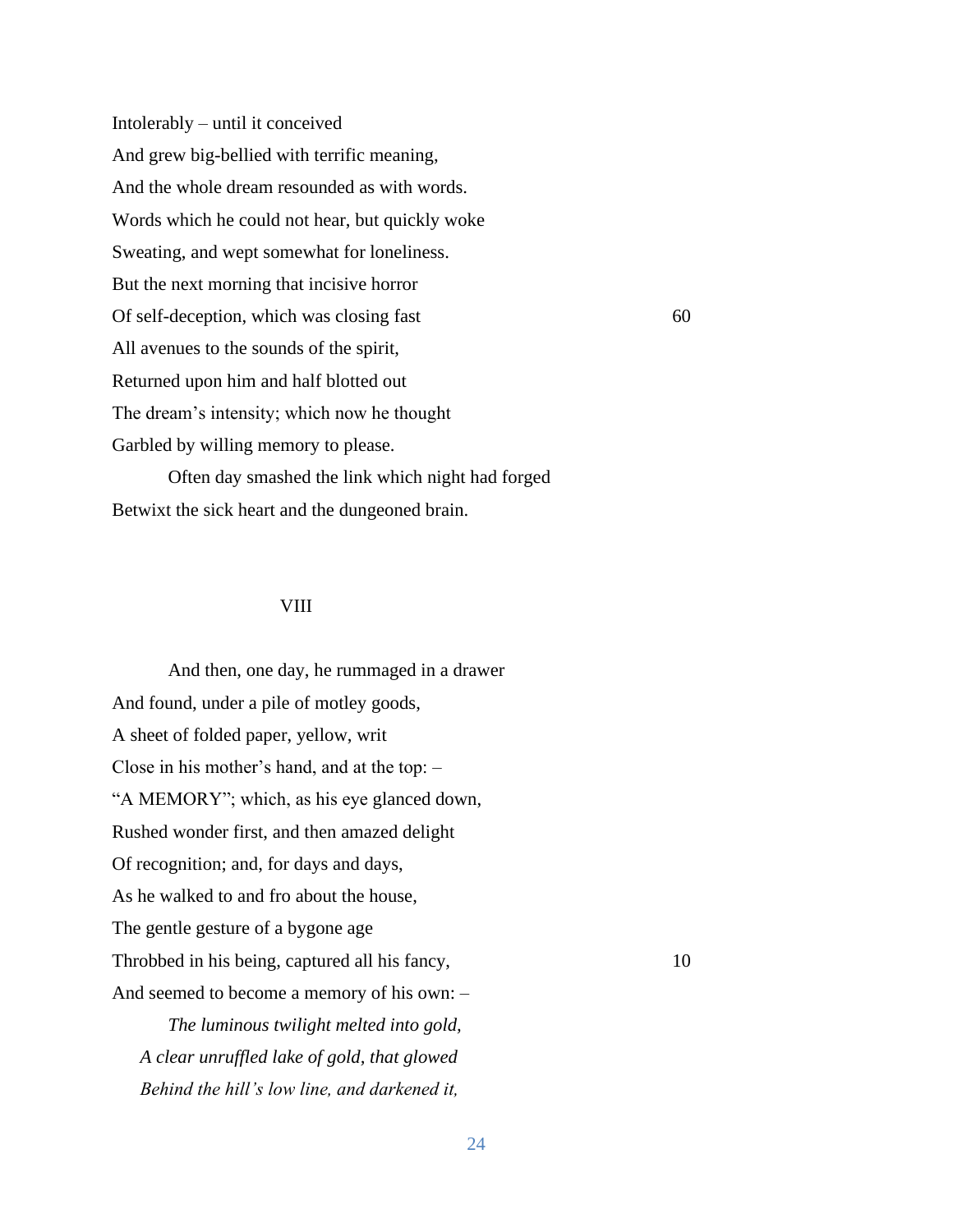Intolerably – until it conceived
And grew big-bellied with terrific meaning,
And the whole dream resounded as with words.
Words which he could not hear, but quickly woke
Sweating, and wept somewhat for loneliness.
But the next morning that incisive horror
Of self-deception, which was closing fast 60
All avenues to the sounds of the spirit,
Returned upon him and half blotted out
The dream's intensity; which now he thought
Garbled by willing memory to please.

Often day smashed the link which night had forged
Betwixt the sick heart and the dungeoned brain.

VIII

And then, one day, he rummaged in a drawer
And found, under a pile of motley goods,
A sheet of folded paper, yellow, writ
Close in his mother's hand, and at the top: –
"A MEMORY"; which, as his eye glanced down,
Rushed wonder first, and then amazed delight
Of recognition; and, for days and days,
As he walked to and fro about the house,
The gentle gesture of a bygone age
Throbbed in his being, captured all his fancy, 10
And seemed to become a memory of his own: –

*The luminous twilight melted into gold,*
*A clear unruffled lake of gold, that glowed*
*Behind the hill's low line, and darkened it,*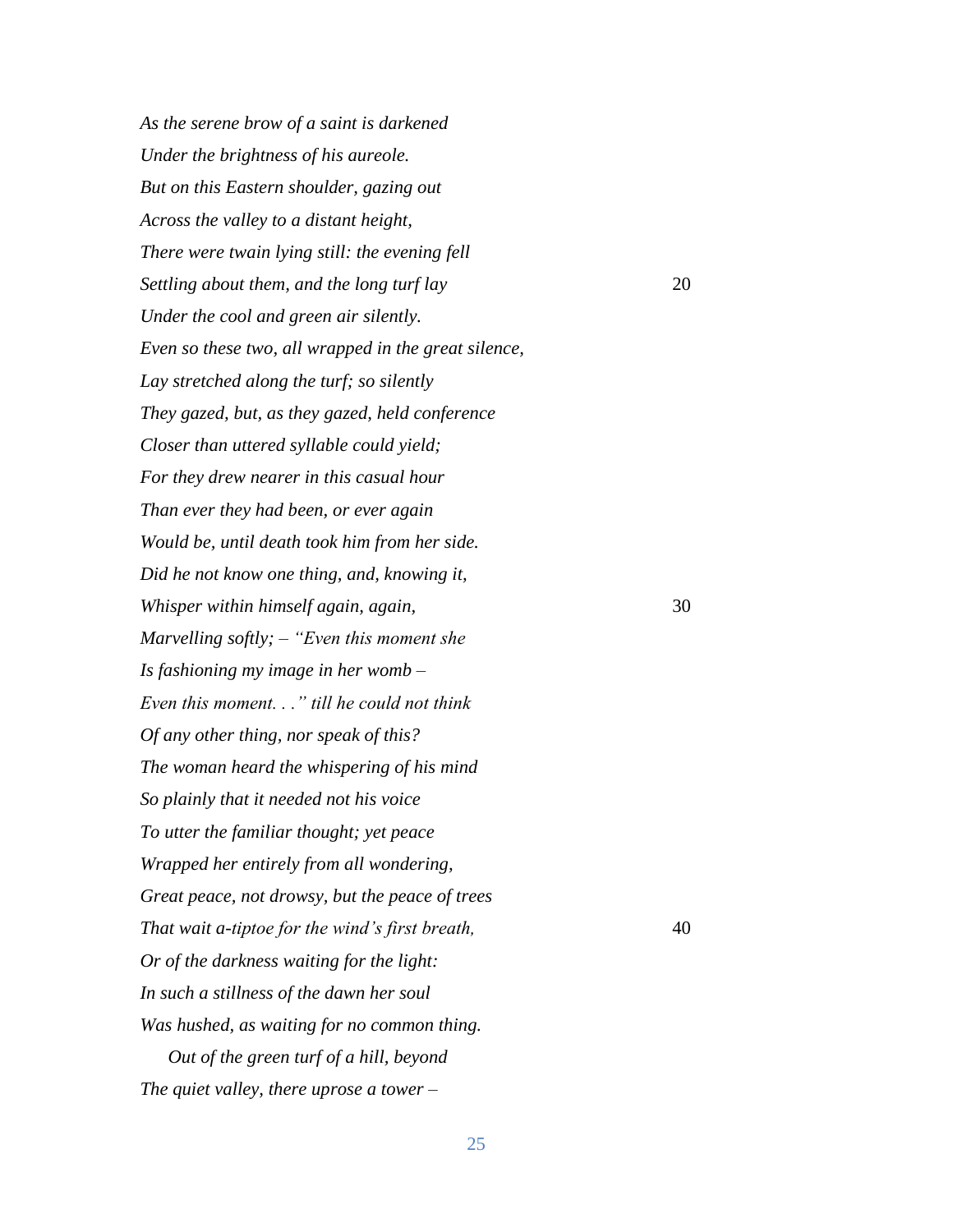*As the serene brow of a saint is darkened*  
*Under the brightness of his aureole.*  
*But on this Eastern shoulder, gazing out*  
*Across the valley to a distant height,*  
*There were twain lying still: the evening fell*  
*Settling about them, and the long turf lay* 20  
*Under the cool and green air silently.*  
*Even so these two, all wrapped in the great silence,*  
*Lay stretched along the turf; so silently*  
*They gazed, but, as they gazed, held conference*  
*Closer than uttered syllable could yield;*  
*For they drew nearer in this casual hour*  
*Than ever they had been, or ever again*  
*Would be, until death took him from her side.*  
*Did he not know one thing, and, knowing it,*  
*Whisper within himself again, again,* 30  
*Marvelling softly; – "Even this moment she*  
*Is fashioning my image in her womb –*  
*Even this moment. . ." till he could not think*  
*Of any other thing, nor speak of this?*  
*The woman heard the whispering of his mind*  
*So plainly that it needed not his voice*  
*To utter the familiar thought; yet peace*  
*Wrapped her entirely from all wondering,*  
*Great peace, not drowsy, but the peace of trees*  
*That wait a-tiptoe for the wind's first breath,* 40  
*Or of the darkness waiting for the light:*  
*In such a stillness of the dawn her soul*  
*Was hushed, as waiting for no common thing.*  
&nbsp;&nbsp;&nbsp;&nbsp;*Out of the green turf of a hill, beyond*  
*The quiet valley, there uprose a tower –*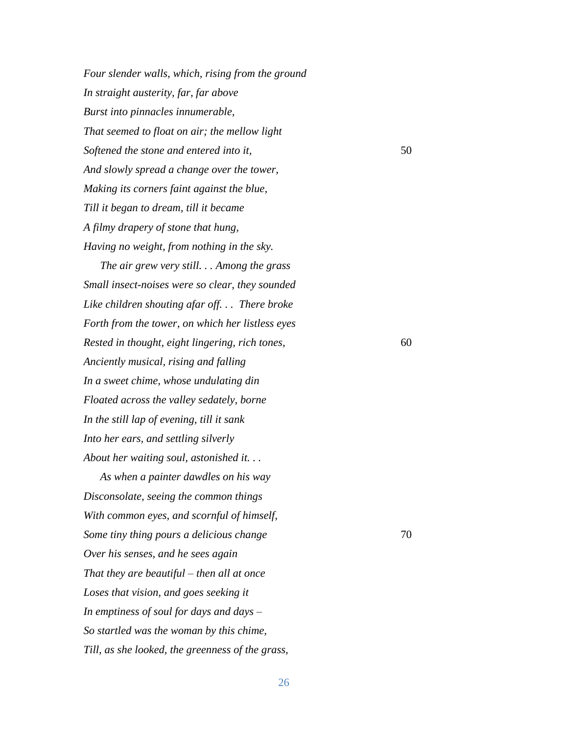*Four slender walls, which, rising from the ground*
*In straight austerity, far, far above*
*Burst into pinnacles innumerable,*
*That seemed to float on air; the mellow light*
*Softened the stone and entered into it,* 50
*And slowly spread a change over the tower,*
*Making its corners faint against the blue,*
*Till it began to dream, till it became*
*A filmy drapery of stone that hung,*
*Having no weight, from nothing in the sky.*

*The air grew very still. . . Among the grass*
*Small insect-noises were so clear, they sounded*
*Like children shouting afar off. . .  There broke*
*Forth from the tower, on which her listless eyes*
*Rested in thought, eight lingering, rich tones,* 60
*Anciently musical, rising and falling*
*In a sweet chime, whose undulating din*
*Floated across the valley sedately, borne*
*In the still lap of evening, till it sank*
*Into her ears, and settling silverly*
*About her waiting soul, astonished it. . .*

*As when a painter dawdles on his way*
*Disconsolate, seeing the common things*
*With common eyes, and scornful of himself,*
*Some tiny thing pours a delicious change* 70
*Over his senses, and he sees again*
*That they are beautiful – then all at once*
*Loses that vision, and goes seeking it*
*In emptiness of soul for days and days –*
*So startled was the woman by this chime,*
*Till, as she looked, the greenness of the grass,*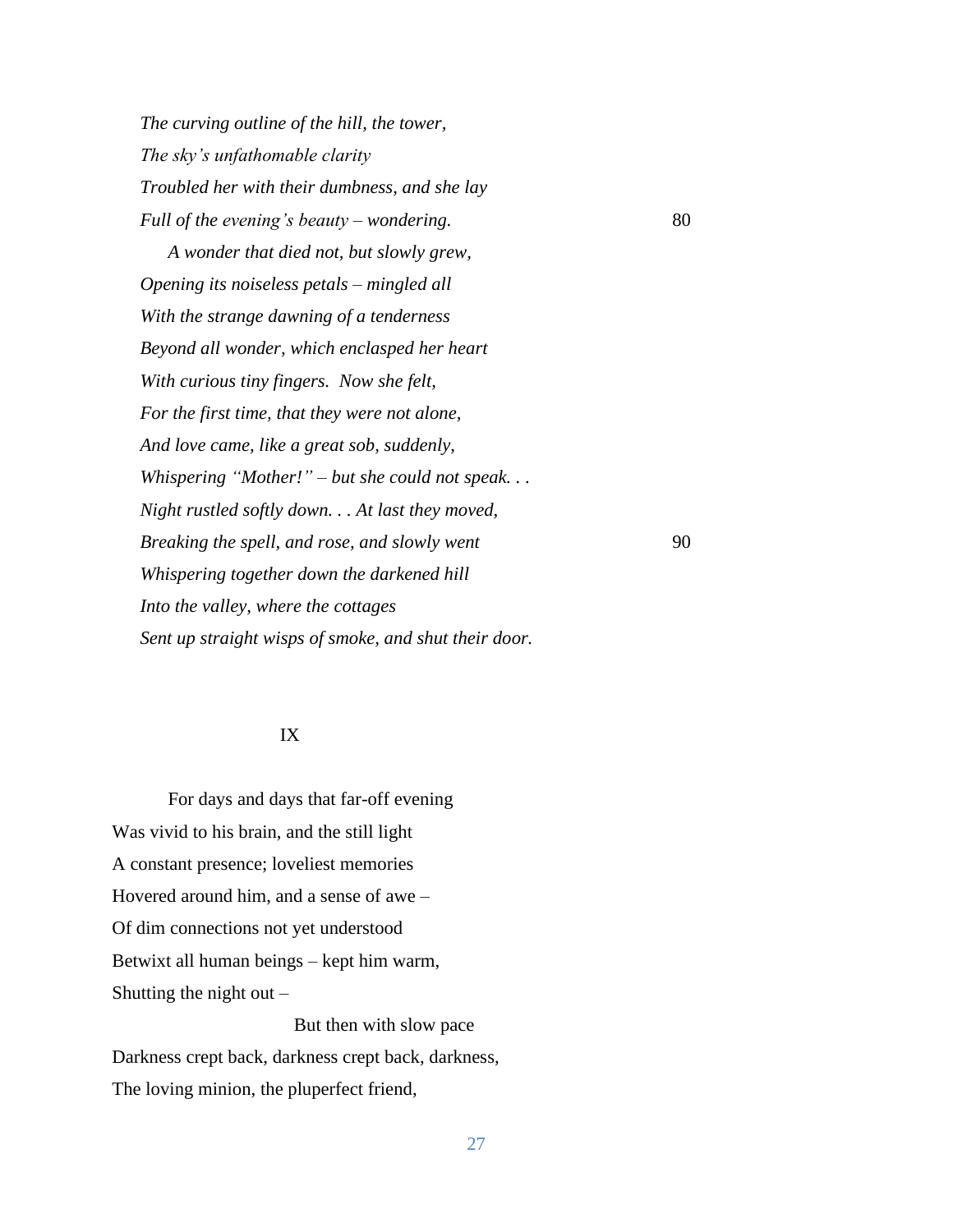*The curving outline of the hill, the tower,*
*The sky's unfathomable clarity*
*Troubled her with their dumbness, and she lay*
*Full of the evening's beauty – wondering.* 80

*A wonder that died not, but slowly grew,*
*Opening its noiseless petals – mingled all*
*With the strange dawning of a tenderness*
*Beyond all wonder, which enclasped her heart*
*With curious tiny fingers. Now she felt,*
*For the first time, that they were not alone,*
*And love came, like a great sob, suddenly,*
*Whispering "Mother!" – but she could not speak. . .*
*Night rustled softly down. . . At last they moved,*
*Breaking the spell, and rose, and slowly went* 90
*Whispering together down the darkened hill*
*Into the valley, where the cottages*
*Sent up straight wisps of smoke, and shut their door.*

IX

For days and days that far-off evening
Was vivid to his brain, and the still light
A constant presence; loveliest memories
Hovered around him, and a sense of awe –
Of dim connections not yet understood
Betwixt all human beings – kept him warm,
Shutting the night out –

But then with slow pace
Darkness crept back, darkness crept back, darkness,
The loving minion, the pluperfect friend,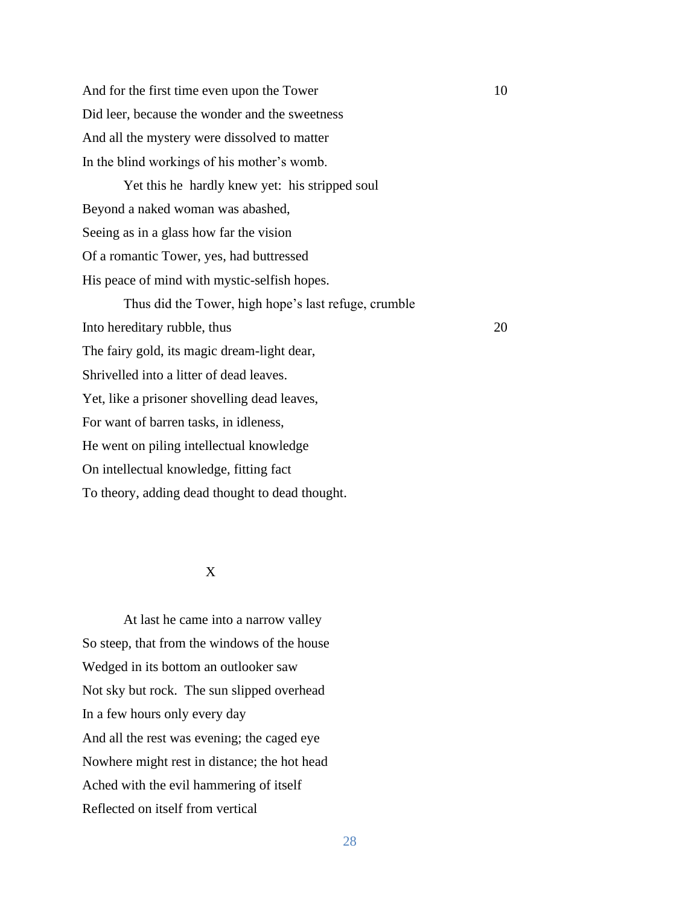And for the first time even upon the Tower 10
Did leer, because the wonder and the sweetness
And all the mystery were dissolved to matter
In the blind workings of his mother's womb.
  Yet this he hardly knew yet: his stripped soul
Beyond a naked woman was abashed,
Seeing as in a glass how far the vision
Of a romantic Tower, yes, had buttressed
His peace of mind with mystic-selfish hopes.
  Thus did the Tower, high hope's last refuge, crumble
Into hereditary rubble, thus 20
The fairy gold, its magic dream-light dear,
Shrivelled into a litter of dead leaves.
Yet, like a prisoner shovelling dead leaves,
For want of barren tasks, in idleness,
He went on piling intellectual knowledge
On intellectual knowledge, fitting fact
To theory, adding dead thought to dead thought.

## X

  At last he came into a narrow valley
So steep, that from the windows of the house
Wedged in its bottom an outlooker saw
Not sky but rock. The sun slipped overhead
In a few hours only every day
And all the rest was evening; the caged eye
Nowhere might rest in distance; the hot head
Ached with the evil hammering of itself
Reflected on itself from vertical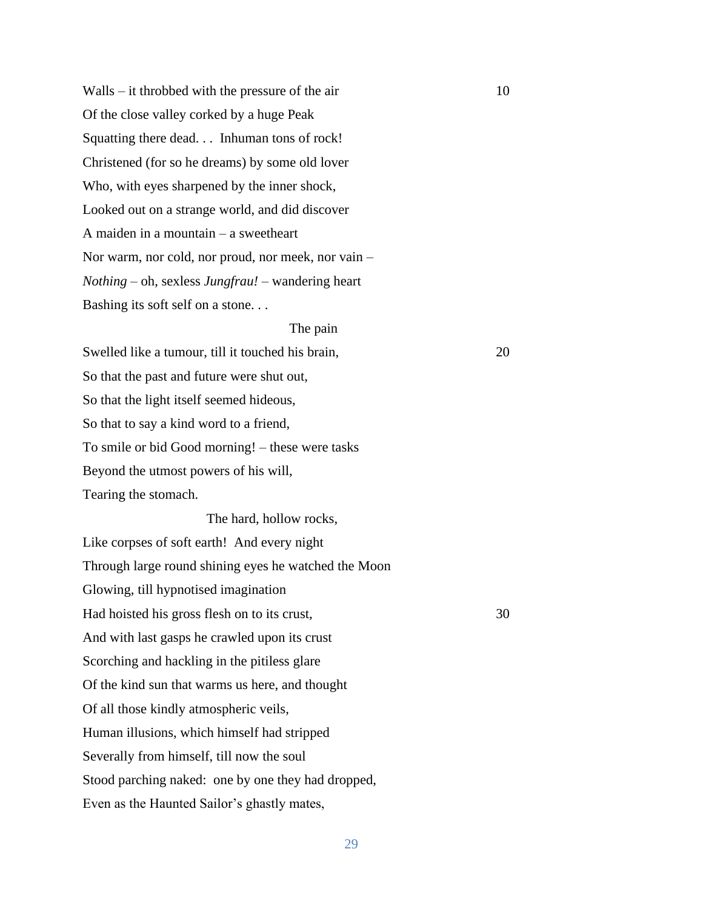Walls – it throbbed with the pressure of the air 10  
Of the close valley corked by a huge Peak  
Squatting there dead. . .  Inhuman tons of rock!  
Christened (for so he dreams) by some old lover  
Who, with eyes sharpened by the inner shock,  
Looked out on a strange world, and did discover  
A maiden in a mountain – a sweetheart  
Nor warm, nor cold, nor proud, nor meek, nor vain –  
*Nothing* – oh, sexless *Jungfrau!* – wandering heart  
Bashing its soft self on a stone. . .

The pain  
Swelled like a tumour, till it touched his brain, 20  
So that the past and future were shut out,  
So that the light itself seemed hideous,  
So that to say a kind word to a friend,  
To smile or bid Good morning! – these were tasks  
Beyond the utmost powers of his will,  
Tearing the stomach.

The hard, hollow rocks,  
Like corpses of soft earth!  And every night  
Through large round shining eyes he watched the Moon  
Glowing, till hypnotised imagination  
Had hoisted his gross flesh on to its crust, 30  
And with last gasps he crawled upon its crust  
Scorching and hackling in the pitiless glare  
Of the kind sun that warms us here, and thought  
Of all those kindly atmospheric veils,  
Human illusions, which himself had stripped  
Severally from himself, till now the soul  
Stood parching naked:  one by one they had dropped,  
Even as the Haunted Sailor's ghastly mates,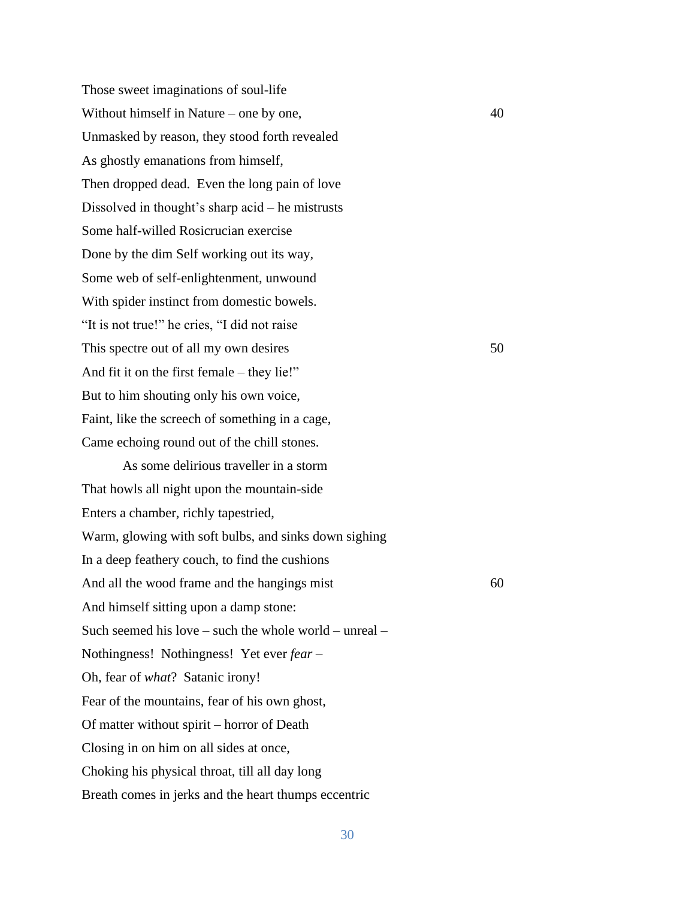Those sweet imaginations of soul-life  
Without himself in Nature – one by one, 40  
Unmasked by reason, they stood forth revealed  
As ghostly emanations from himself,  
Then dropped dead. Even the long pain of love  
Dissolved in thought's sharp acid – he mistrusts  
Some half-willed Rosicrucian exercise  
Done by the dim Self working out its way,  
Some web of self-enlightenment, unwound  
With spider instinct from domestic bowels.  
"It is not true!" he cries, "I did not raise  
This spectre out of all my own desires 50  
And fit it on the first female – they lie!"  
But to him shouting only his own voice,  
Faint, like the screech of something in a cage,  
Came echoing round out of the chill stones.

As some delirious traveller in a storm  
That howls all night upon the mountain-side  
Enters a chamber, richly tapestried,  
Warm, glowing with soft bulbs, and sinks down sighing  
In a deep feathery couch, to find the cushions  
And all the wood frame and the hangings mist 60  
And himself sitting upon a damp stone:  
Such seemed his love – such the whole world – unreal –  
Nothingness! Nothingness! Yet ever *fear* –  
Oh, fear of *what*? Satanic irony!  
Fear of the mountains, fear of his own ghost,  
Of matter without spirit – horror of Death  
Closing in on him on all sides at once,  
Choking his physical throat, till all day long  
Breath comes in jerks and the heart thumps eccentric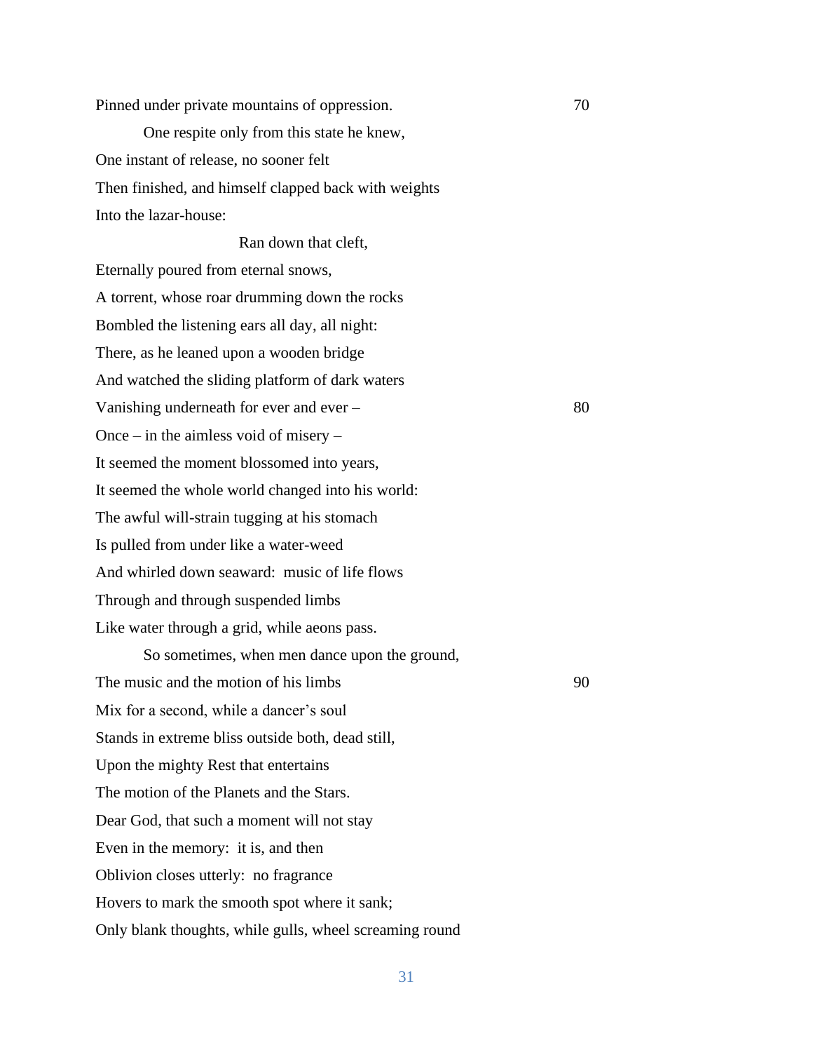Pinned under private mountains of oppression. 70

&emsp;&emsp;One respite only from this state he knew,  
One instant of release, no sooner felt  
Then finished, and himself clapped back with weights  
Into the lazar-house:

&emsp;&emsp;&emsp;&emsp;&emsp;&emsp;&emsp;&emsp;Ran down that cleft,  
Eternally poured from eternal snows,  
A torrent, whose roar drumming down the rocks  
Bombled the listening ears all day, all night:  
There, as he leaned upon a wooden bridge  
And watched the sliding platform of dark waters  
Vanishing underneath for ever and ever – 80  
Once – in the aimless void of misery –  
It seemed the moment blossomed into years,  
It seemed the whole world changed into his world:  
The awful will-strain tugging at his stomach  
Is pulled from under like a water-weed  
And whirled down seaward: music of life flows  
Through and through suspended limbs  
Like water through a grid, while aeons pass.

&emsp;&emsp;So sometimes, when men dance upon the ground,  
The music and the motion of his limbs 90  
Mix for a second, while a dancer's soul  
Stands in extreme bliss outside both, dead still,  
Upon the mighty Rest that entertains  
The motion of the Planets and the Stars.  
Dear God, that such a moment will not stay  
Even in the memory: it is, and then  
Oblivion closes utterly: no fragrance  
Hovers to mark the smooth spot where it sank;  
Only blank thoughts, while gulls, wheel screaming round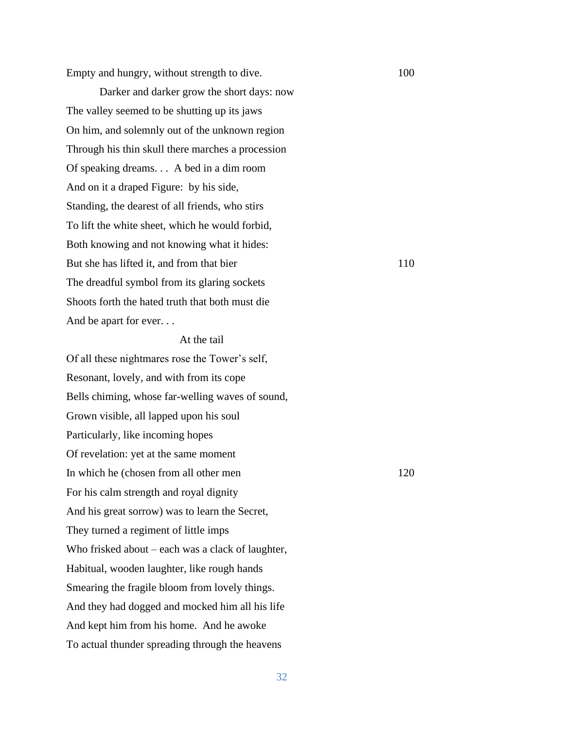Empty and hungry, without strength to dive. 100

Darker and darker grow the short days: now
The valley seemed to be shutting up its jaws
On him, and solemnly out of the unknown region
Through his thin skull there marches a procession
Of speaking dreams. . .  A bed in a dim room
And on it a draped Figure:  by his side,
Standing, the dearest of all friends, who stirs
To lift the white sheet, which he would forbid,
Both knowing and not knowing what it hides:
But she has lifted it, and from that bier 110
The dreadful symbol from its glaring sockets
Shoots forth the hated truth that both must die
And be apart for ever. . .

At the tail
Of all these nightmares rose the Tower's self,
Resonant, lovely, and with from its cope
Bells chiming, whose far-welling waves of sound,
Grown visible, all lapped upon his soul
Particularly, like incoming hopes
Of revelation: yet at the same moment
In which he (chosen from all other men 120
For his calm strength and royal dignity
And his great sorrow) was to learn the Secret,
They turned a regiment of little imps
Who frisked about – each was a clack of laughter,
Habitual, wooden laughter, like rough hands
Smearing the fragile bloom from lovely things.
And they had dogged and mocked him all his life
And kept him from his home.  And he awoke
To actual thunder spreading through the heavens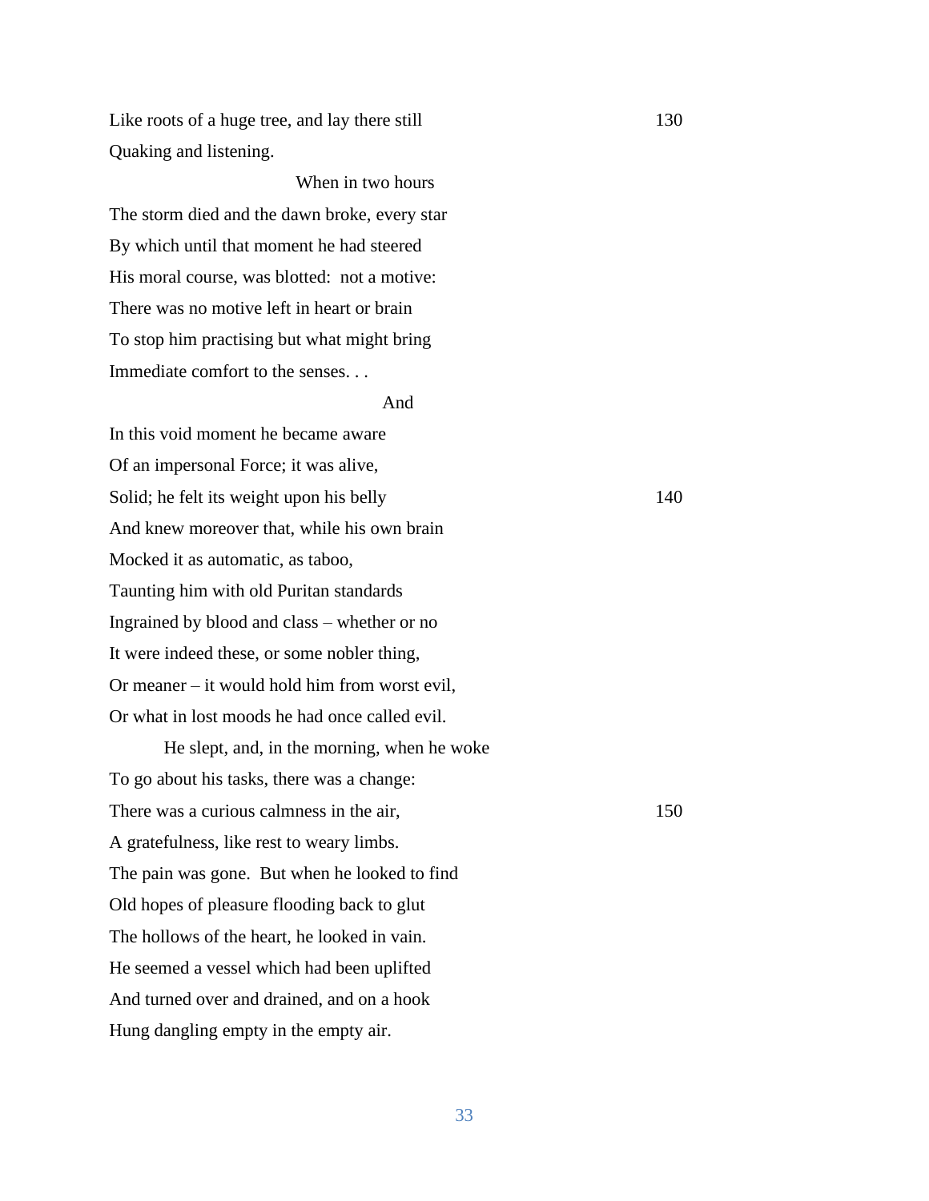Like roots of a huge tree, and lay there still 130
Quaking and listening.

When in two hours

The storm died and the dawn broke, every star
By which until that moment he had steered
His moral course, was blotted: not a motive:
There was no motive left in heart or brain
To stop him practising but what might bring
Immediate comfort to the senses. . .

And

In this void moment he became aware
Of an impersonal Force; it was alive,
Solid; he felt its weight upon his belly 140
And knew moreover that, while his own brain
Mocked it as automatic, as taboo,
Taunting him with old Puritan standards
Ingrained by blood and class – whether or no
It were indeed these, or some nobler thing,
Or meaner – it would hold him from worst evil,
Or what in lost moods he had once called evil.

He slept, and, in the morning, when he woke
To go about his tasks, there was a change:
There was a curious calmness in the air, 150
A gratefulness, like rest to weary limbs.
The pain was gone. But when he looked to find
Old hopes of pleasure flooding back to glut
The hollows of the heart, he looked in vain.
He seemed a vessel which had been uplifted
And turned over and drained, and on a hook
Hung dangling empty in the empty air.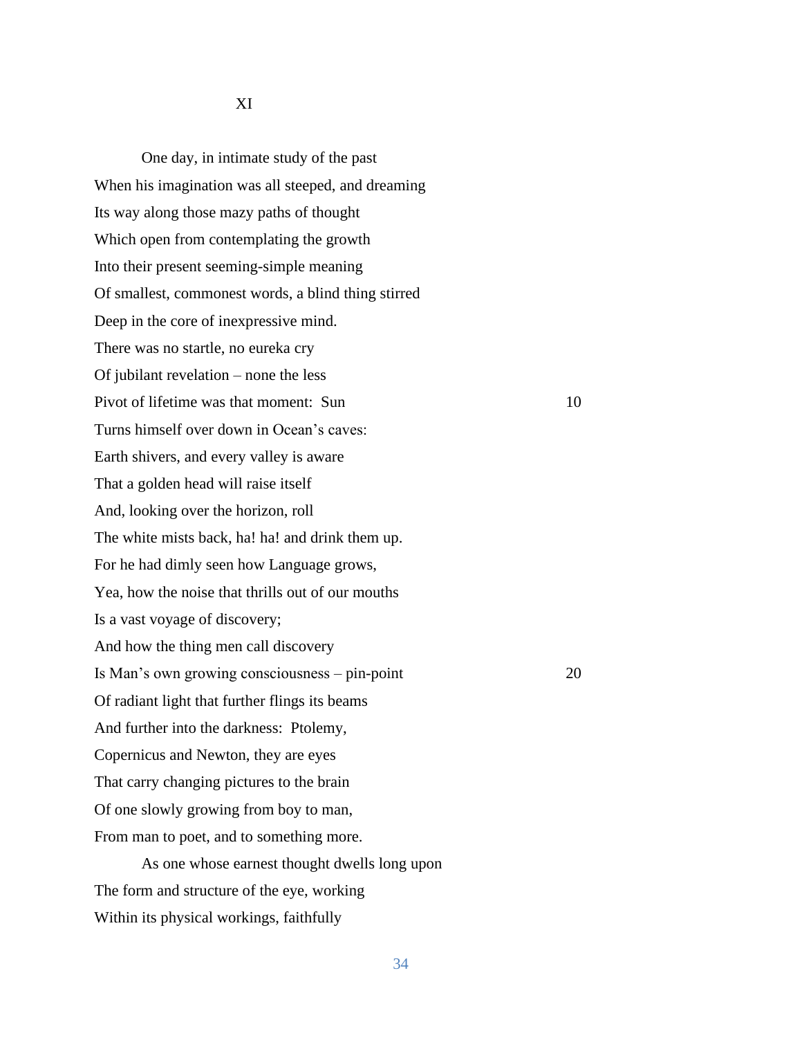## XI

One day, in intimate study of the past
When his imagination was all steeped, and dreaming
Its way along those mazy paths of thought
Which open from contemplating the growth
Into their present seeming-simple meaning
Of smallest, commonest words, a blind thing stirred
Deep in the core of inexpressive mind.
There was no startle, no eureka cry
Of jubilant revelation – none the less
Pivot of lifetime was that moment: Sun 10
Turns himself over down in Ocean's caves:
Earth shivers, and every valley is aware
That a golden head will raise itself
And, looking over the horizon, roll
The white mists back, ha! ha! and drink them up.
For he had dimly seen how Language grows,
Yea, how the noise that thrills out of our mouths
Is a vast voyage of discovery;
And how the thing men call discovery
Is Man's own growing consciousness – pin-point 20
Of radiant light that further flings its beams
And further into the darkness: Ptolemy,
Copernicus and Newton, they are eyes
That carry changing pictures to the brain
Of one slowly growing from boy to man,
From man to poet, and to something more.

As one whose earnest thought dwells long upon
The form and structure of the eye, working
Within its physical workings, faithfully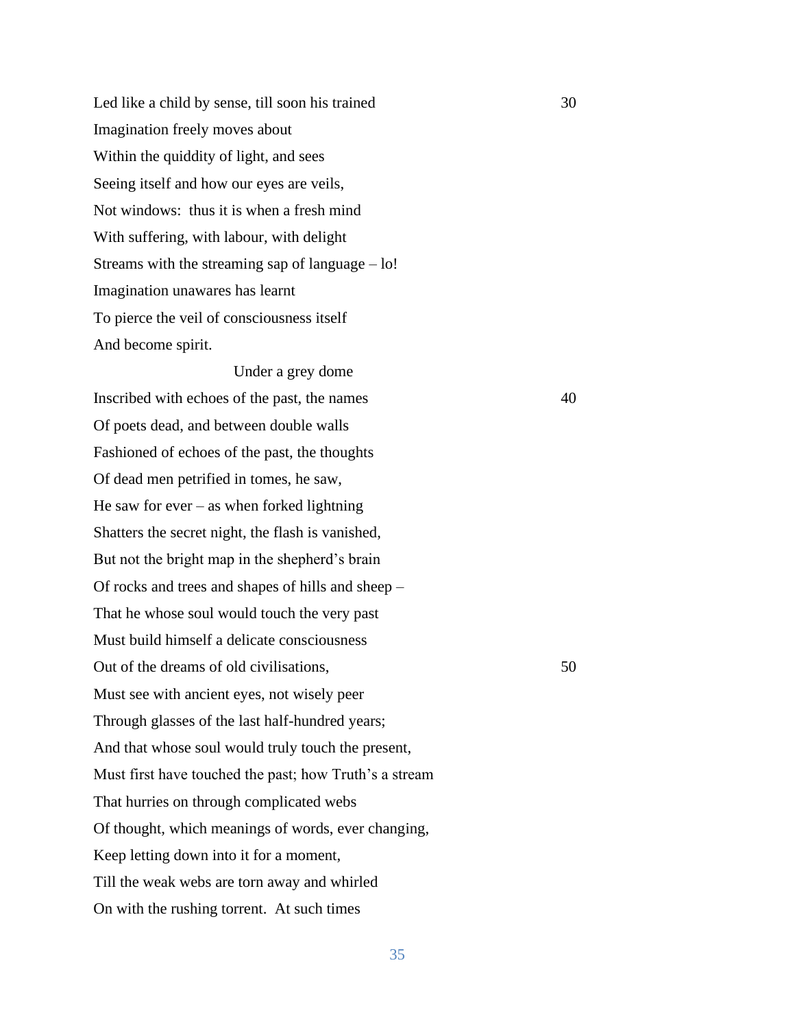Led like a child by sense, till soon his trained                30
Imagination freely moves about
Within the quiddity of light, and sees
Seeing itself and how our eyes are veils,
Not windows:  thus it is when a fresh mind
With suffering, with labour, with delight
Streams with the streaming sap of language – lo!
Imagination unawares has learnt
To pierce the veil of consciousness itself
And become spirit.

                                        Under a grey dome
Inscribed with echoes of the past, the names                40
Of poets dead, and between double walls
Fashioned of echoes of the past, the thoughts
Of dead men petrified in tomes, he saw,
He saw for ever – as when forked lightning
Shatters the secret night, the flash is vanished,
But not the bright map in the shepherd's brain
Of rocks and trees and shapes of hills and sheep –
That he whose soul would touch the very past
Must build himself a delicate consciousness
Out of the dreams of old civilisations,                50
Must see with ancient eyes, not wisely peer
Through glasses of the last half-hundred years;
And that whose soul would truly touch the present,
Must first have touched the past; how Truth's a stream
That hurries on through complicated webs
Of thought, which meanings of words, ever changing,
Keep letting down into it for a moment,
Till the weak webs are torn away and whirled
On with the rushing torrent.  At such times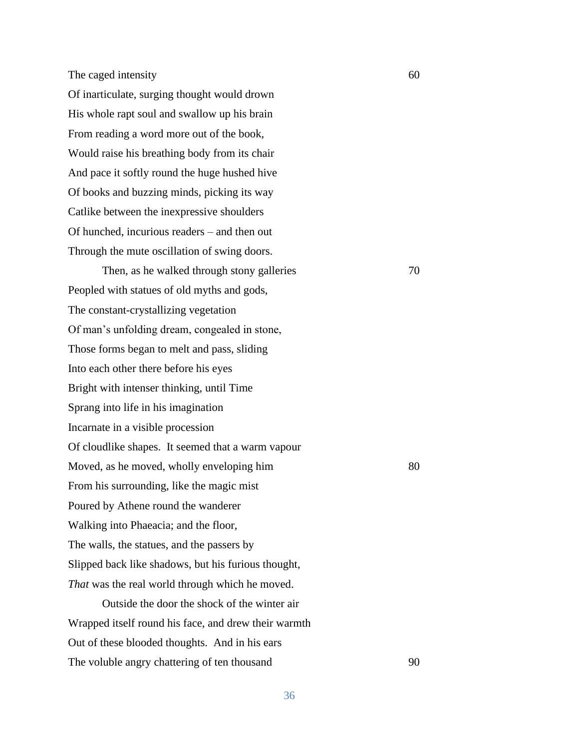The caged intensity  60
Of inarticulate, surging thought would drown
His whole rapt soul and swallow up his brain
From reading a word more out of the book,
Would raise his breathing body from its chair
And pace it softly round the huge hushed hive
Of books and buzzing minds, picking its way
Catlike between the inexpressive shoulders
Of hunched, incurious readers – and then out
Through the mute oscillation of swing doors.

Then, as he walked through stony galleries  70
Peopled with statues of old myths and gods,
The constant-crystallizing vegetation
Of man's unfolding dream, congealed in stone,
Those forms began to melt and pass, sliding
Into each other there before his eyes
Bright with intenser thinking, until Time
Sprang into life in his imagination
Incarnate in a visible procession
Of cloudlike shapes.  It seemed that a warm vapour
Moved, as he moved, wholly enveloping him  80
From his surrounding, like the magic mist
Poured by Athene round the wanderer
Walking into Phaeacia; and the floor,
The walls, the statues, and the passers by
Slipped back like shadows, but his furious thought,
*That* was the real world through which he moved.

Outside the door the shock of the winter air
Wrapped itself round his face, and drew their warmth
Out of these blooded thoughts.  And in his ears
The voluble angry chattering of ten thousand  90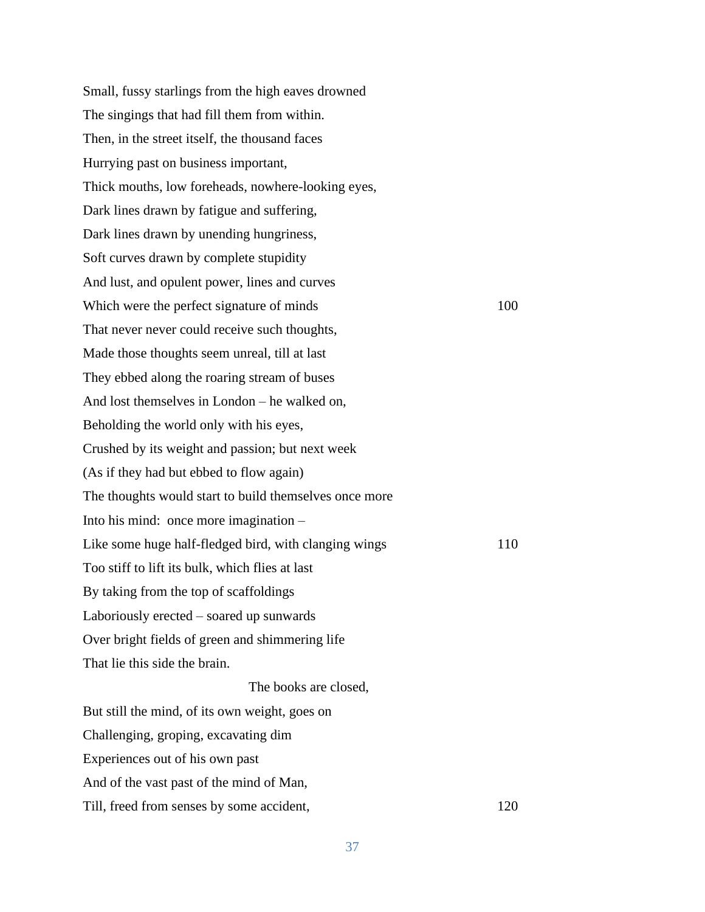Small, fussy starlings from the high eaves drowned
The singings that had fill them from within.
Then, in the street itself, the thousand faces
Hurrying past on business important,
Thick mouths, low foreheads, nowhere-looking eyes,
Dark lines drawn by fatigue and suffering,
Dark lines drawn by unending hungriness,
Soft curves drawn by complete stupidity
And lust, and opulent power, lines and curves
Which were the perfect signature of minds 100
That never never could receive such thoughts,
Made those thoughts seem unreal, till at last
They ebbed along the roaring stream of buses
And lost themselves in London – he walked on,
Beholding the world only with his eyes,
Crushed by its weight and passion; but next week
(As if they had but ebbed to flow again)
The thoughts would start to build themselves once more
Into his mind: once more imagination –
Like some huge half-fledged bird, with clanging wings 110
Too stiff to lift its bulk, which flies at last
By taking from the top of scaffoldings
Laboriously erected – soared up sunwards
Over bright fields of green and shimmering life
That lie this side the brain.

The books are closed,

But still the mind, of its own weight, goes on
Challenging, groping, excavating dim
Experiences out of his own past
And of the vast past of the mind of Man,
Till, freed from senses by some accident, 120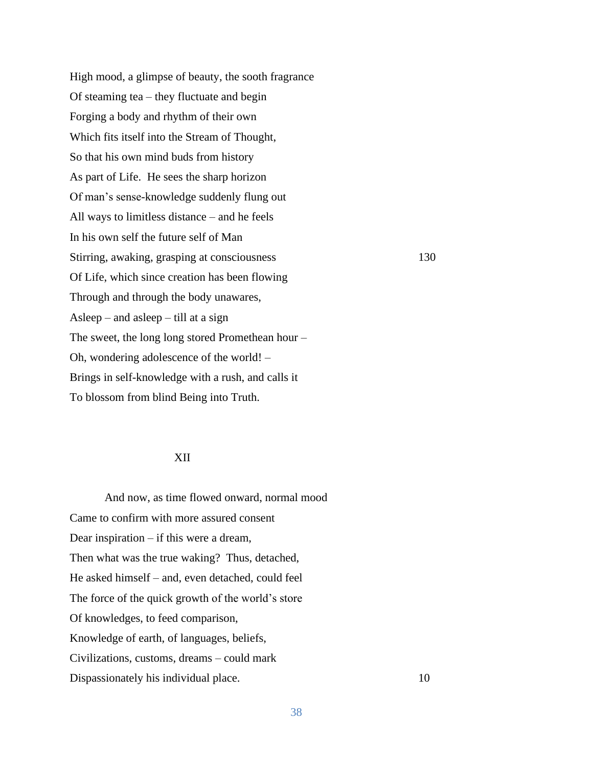High mood, a glimpse of beauty, the sooth fragrance  
Of steaming tea – they fluctuate and begin  
Forging a body and rhythm of their own  
Which fits itself into the Stream of Thought,  
So that his own mind buds from history  
As part of Life.  He sees the sharp horizon  
Of man's sense-knowledge suddenly flung out  
All ways to limitless distance – and he feels  
In his own self the future self of Man  
Stirring, awaking, grasping at consciousness 130  
Of Life, which since creation has been flowing  
Through and through the body unawares,  
Asleep – and asleep – till at a sign  
The sweet, the long long stored Promethean hour –  
Oh, wondering adolescence of the world! –  
Brings in self-knowledge with a rush, and calls it  
To blossom from blind Being into Truth.

## XII

And now, as time flowed onward, normal mood  
Came to confirm with more assured consent  
Dear inspiration – if this were a dream,  
Then what was the true waking?  Thus, detached,  
He asked himself – and, even detached, could feel  
The force of the quick growth of the world's store  
Of knowledges, to feed comparison,  
Knowledge of earth, of languages, beliefs,  
Civilizations, customs, dreams – could mark  
Dispassionately his individual place. 10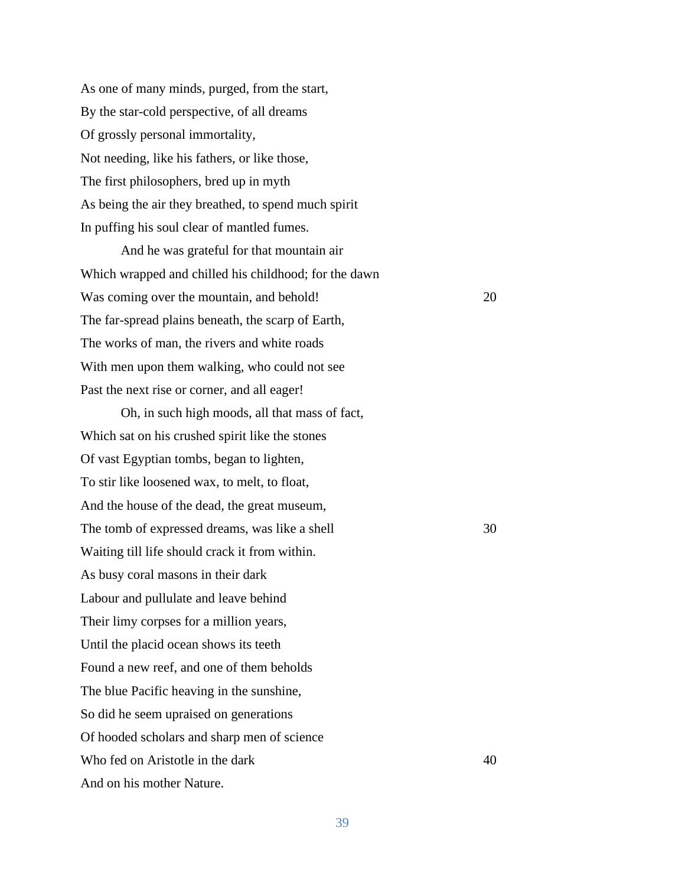As one of many minds, purged, from the start,  
By the star-cold perspective, of all dreams  
Of grossly personal immortality,  
Not needing, like his fathers, or like those,  
The first philosophers, bred up in myth  
As being the air they breathed, to spend much spirit  
In puffing his soul clear of mantled fumes.

And he was grateful for that mountain air  
Which wrapped and chilled his childhood; for the dawn  
Was coming over the mountain, and behold! 20  
The far-spread plains beneath, the scarp of Earth,  
The works of man, the rivers and white roads  
With men upon them walking, who could not see  
Past the next rise or corner, and all eager!

Oh, in such high moods, all that mass of fact,  
Which sat on his crushed spirit like the stones  
Of vast Egyptian tombs, began to lighten,  
To stir like loosened wax, to melt, to float,  
And the house of the dead, the great museum,  
The tomb of expressed dreams, was like a shell 30  
Waiting till life should crack it from within.  
As busy coral masons in their dark  
Labour and pullulate and leave behind  
Their limy corpses for a million years,  
Until the placid ocean shows its teeth  
Found a new reef, and one of them beholds  
The blue Pacific heaving in the sunshine,  
So did he seem upraised on generations  
Of hooded scholars and sharp men of science  
Who fed on Aristotle in the dark 40  
And on his mother Nature.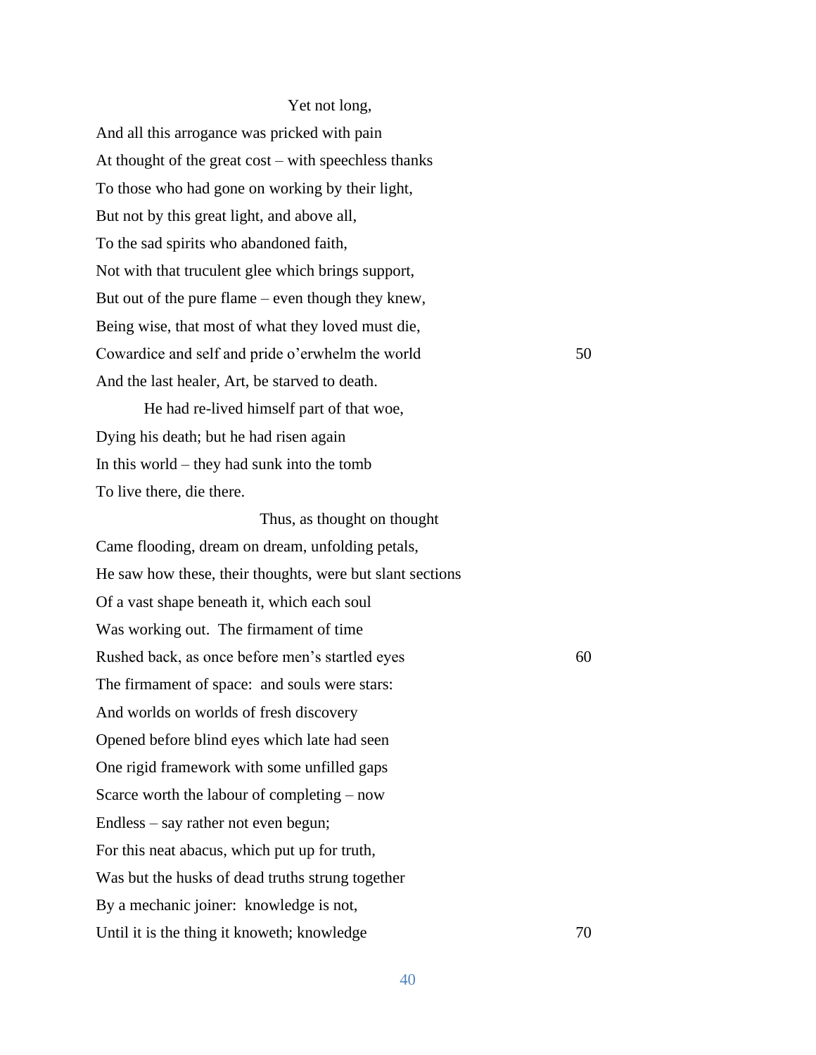Yet not long,

And all this arrogance was pricked with pain
At thought of the great cost – with speechless thanks
To those who had gone on working by their light,
But not by this great light, and above all,
To the sad spirits who abandoned faith,
Not with that truculent glee which brings support,
But out of the pure flame – even though they knew,
Being wise, that most of what they loved must die,
Cowardice and self and pride o'erwhelm the world          50
And the last healer, Art, be starved to death.

He had re-lived himself part of that woe,
Dying his death; but he had risen again
In this world – they had sunk into the tomb
To live there, die there.

Thus, as thought on thought

Came flooding, dream on dream, unfolding petals,
He saw how these, their thoughts, were but slant sections
Of a vast shape beneath it, which each soul
Was working out. The firmament of time
Rushed back, as once before men's startled eyes          60
The firmament of space: and souls were stars:
And worlds on worlds of fresh discovery
Opened before blind eyes which late had seen
One rigid framework with some unfilled gaps
Scarce worth the labour of completing – now
Endless – say rather not even begun;
For this neat abacus, which put up for truth,
Was but the husks of dead truths strung together
By a mechanic joiner: knowledge is not,
Until it is the thing it knoweth; knowledge          70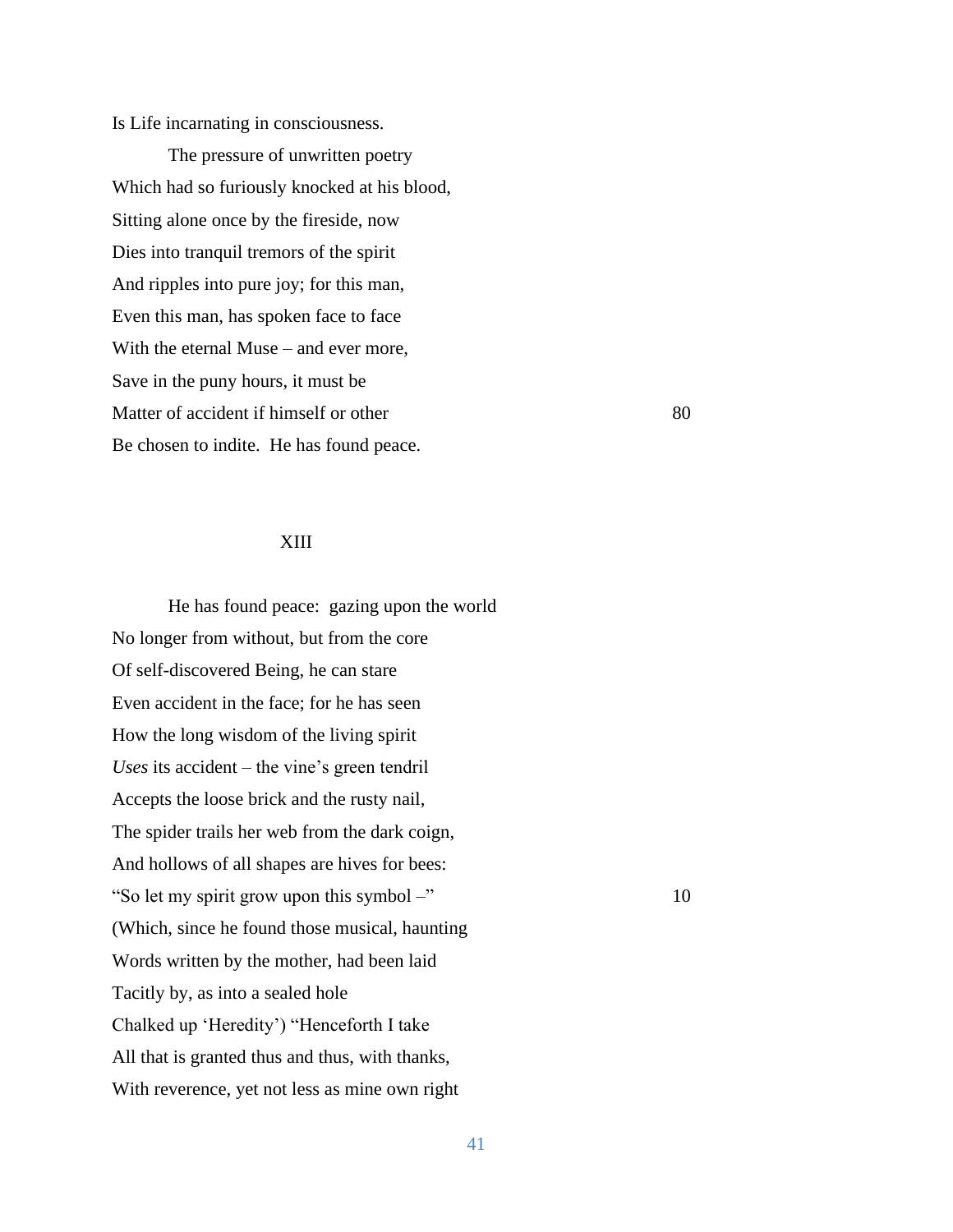Is Life incarnating in consciousness.

    The pressure of unwritten poetry
Which had so furiously knocked at his blood,
Sitting alone once by the fireside, now
Dies into tranquil tremors of the spirit
And ripples into pure joy; for this man,
Even this man, has spoken face to face
With the eternal Muse – and ever more,
Save in the puny hours, it must be
Matter of accident if himself or other    80
Be chosen to indite.  He has found peace.

## XIII

    He has found peace:  gazing upon the world
No longer from without, but from the core
Of self-discovered Being, he can stare
Even accident in the face; for he has seen
How the long wisdom of the living spirit
*Uses* its accident – the vine's green tendril
Accepts the loose brick and the rusty nail,
The spider trails her web from the dark coign,
And hollows of all shapes are hives for bees:
"So let my spirit grow upon this symbol –"    10
(Which, since he found those musical, haunting
Words written by the mother, had been laid
Tacitly by, as into a sealed hole
Chalked up 'Heredity') "Henceforth I take
All that is granted thus and thus, with thanks,
With reverence, yet not less as mine own right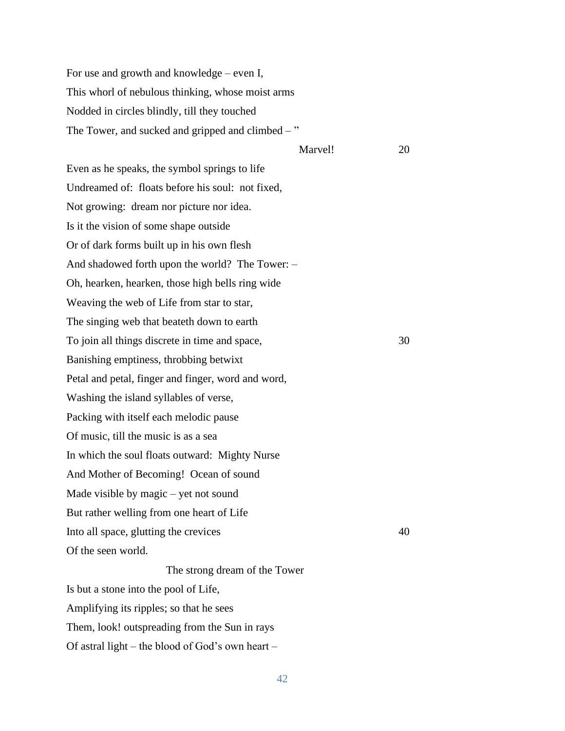For use and growth and knowledge – even I,
This whorl of nebulous thinking, whose moist arms
Nodded in circles blindly, till they touched
The Tower, and sucked and gripped and climbed – ”

Marvel! 20

Even as he speaks, the symbol springs to life
Undreamed of: floats before his soul: not fixed,
Not growing: dream nor picture nor idea.
Is it the vision of some shape outside
Or of dark forms built up in his own flesh
And shadowed forth upon the world? The Tower: –
Oh, hearken, hearken, those high bells ring wide
Weaving the web of Life from star to star,
The singing web that beateth down to earth
To join all things discrete in time and space, 30
Banishing emptiness, throbbing betwixt
Petal and petal, finger and finger, word and word,
Washing the island syllables of verse,
Packing with itself each melodic pause
Of music, till the music is as a sea
In which the soul floats outward: Mighty Nurse
And Mother of Becoming! Ocean of sound
Made visible by magic – yet not sound
But rather welling from one heart of Life
Into all space, glutting the crevices 40
Of the seen world.

The strong dream of the Tower

Is but a stone into the pool of Life,
Amplifying its ripples; so that he sees
Them, look! outspreading from the Sun in rays
Of astral light – the blood of God's own heart –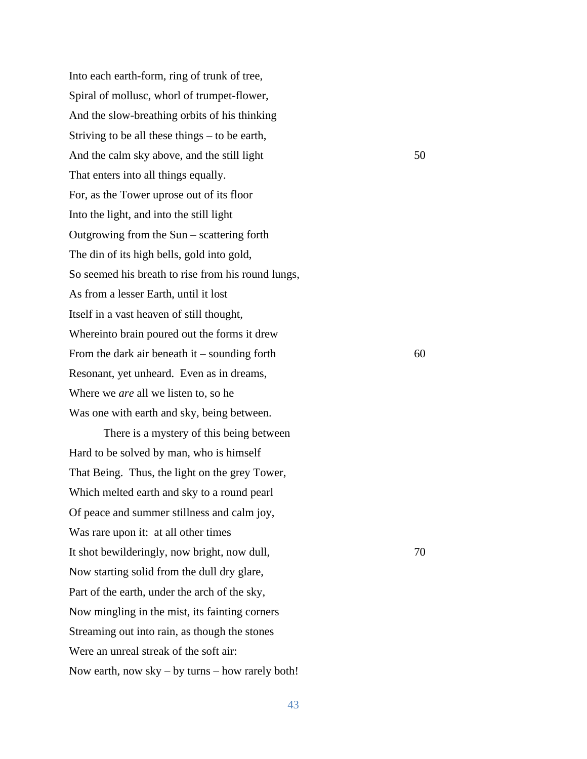Into each earth-form, ring of trunk of tree,  
Spiral of mollusc, whorl of trumpet-flower,  
And the slow-breathing orbits of his thinking  
Striving to be all these things – to be earth,  
And the calm sky above, and the still light 50  
That enters into all things equally.  
For, as the Tower uprose out of its floor  
Into the light, and into the still light  
Outgrowing from the Sun – scattering forth  
The din of its high bells, gold into gold,  
So seemed his breath to rise from his round lungs,  
As from a lesser Earth, until it lost  
Itself in a vast heaven of still thought,  
Whereinto brain poured out the forms it drew  
From the dark air beneath it – sounding forth 60  
Resonant, yet unheard.  Even as in dreams,  
Where we *are* all we listen to, so he  
Was one with earth and sky, being between.

There is a mystery of this being between  
Hard to be solved by man, who is himself  
That Being.  Thus, the light on the grey Tower,  
Which melted earth and sky to a round pearl  
Of peace and summer stillness and calm joy,  
Was rare upon it:  at all other times  
It shot bewilderingly, now bright, now dull, 70  
Now starting solid from the dull dry glare,  
Part of the earth, under the arch of the sky,  
Now mingling in the mist, its fainting corners  
Streaming out into rain, as though the stones  
Were an unreal streak of the soft air:  
Now earth, now sky – by turns – how rarely both!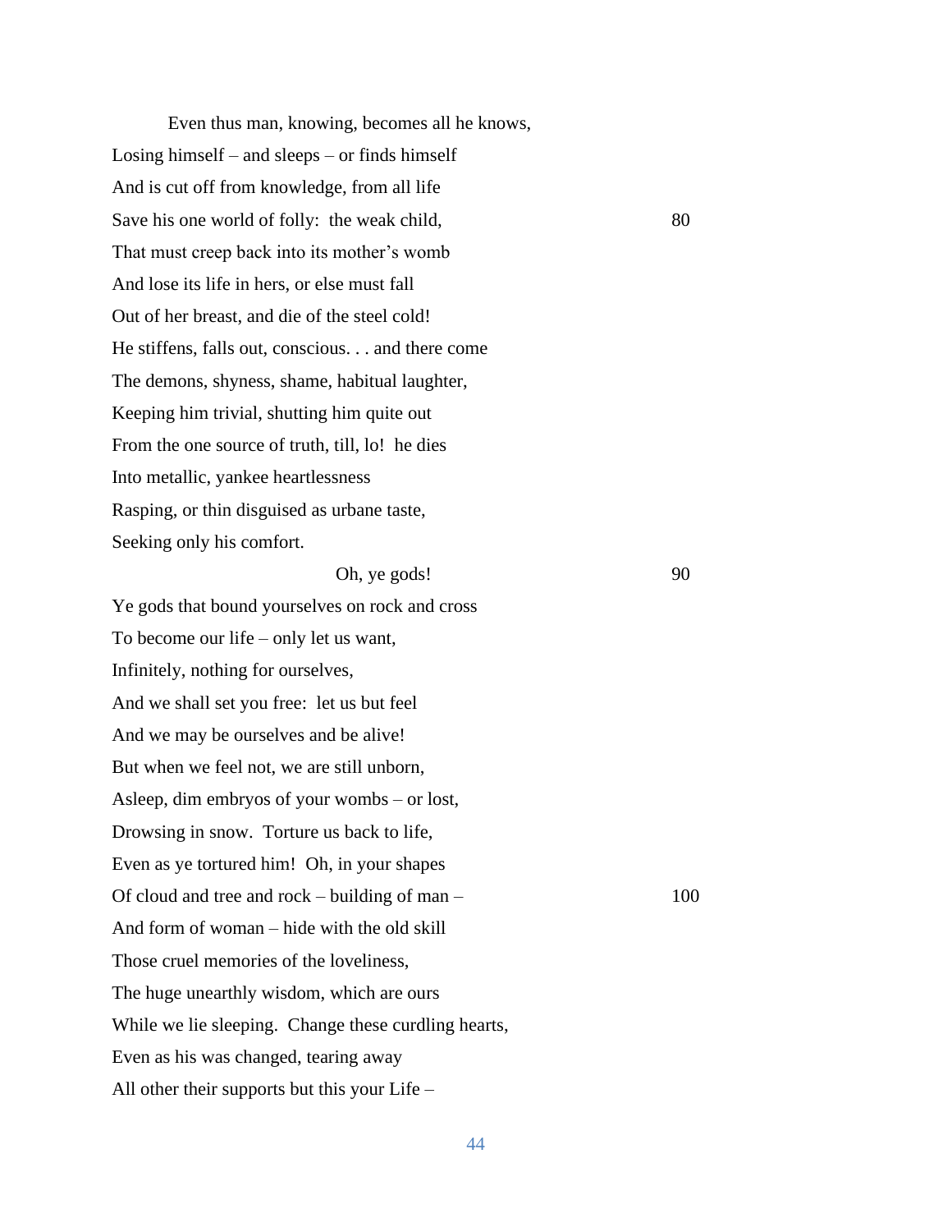Even thus man, knowing, becomes all he knows,  
Losing himself – and sleeps – or finds himself  
And is cut off from knowledge, from all life  
Save his one world of folly: the weak child, 80  
That must creep back into its mother's womb  
And lose its life in hers, or else must fall  
Out of her breast, and die of the steel cold!  
He stiffens, falls out, conscious. . . and there come  
The demons, shyness, shame, habitual laughter,  
Keeping him trivial, shutting him quite out  
From the one source of truth, till, lo! he dies  
Into metallic, yankee heartlessness  
Rasping, or thin disguised as urbane taste,  
Seeking only his comfort.

Oh, ye gods! 90  
Ye gods that bound yourselves on rock and cross  
To become our life – only let us want,  
Infinitely, nothing for ourselves,  
And we shall set you free: let us but feel  
And we may be ourselves and be alive!  
But when we feel not, we are still unborn,  
Asleep, dim embryos of your wombs – or lost,  
Drowsing in snow. Torture us back to life,  
Even as ye tortured him! Oh, in your shapes  
Of cloud and tree and rock – building of man – 100  
And form of woman – hide with the old skill  
Those cruel memories of the loveliness,  
The huge unearthly wisdom, which are ours  
While we lie sleeping. Change these curdling hearts,  
Even as his was changed, tearing away  
All other their supports but this your Life –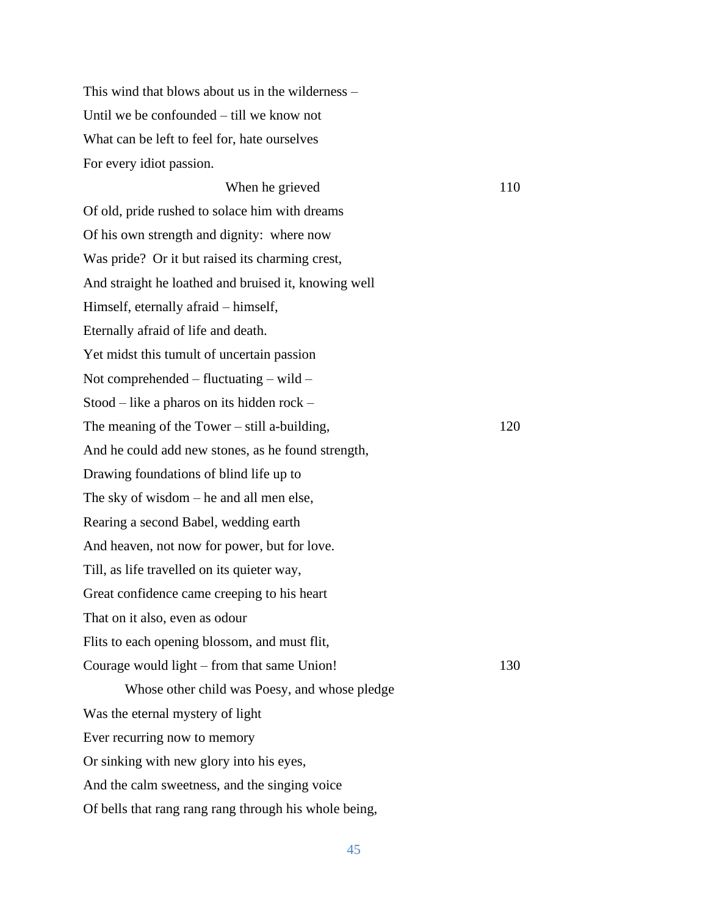This wind that blows about us in the wilderness –  
Until we be confounded – till we know not  
What can be left to feel for, hate ourselves  
For every idiot passion.  
                    When he grieved    110  
Of old, pride rushed to solace him with dreams  
Of his own strength and dignity:  where now  
Was pride?  Or it but raised its charming crest,  
And straight he loathed and bruised it, knowing well  
Himself, eternally afraid – himself,  
Eternally afraid of life and death.  
Yet midst this tumult of uncertain passion  
Not comprehended – fluctuating – wild –  
Stood – like a pharos on its hidden rock –  
The meaning of the Tower – still a-building,    120  
And he could add new stones, as he found strength,  
Drawing foundations of blind life up to  
The sky of wisdom – he and all men else,  
Rearing a second Babel, wedding earth  
And heaven, not now for power, but for love.  
Till, as life travelled on its quieter way,  
Great confidence came creeping to his heart  
That on it also, even as odour  
Flits to each opening blossom, and must flit,  
Courage would light – from that same Union!    130  

    Whose other child was Poesy, and whose pledge  
Was the eternal mystery of light  
Ever recurring now to memory  
Or sinking with new glory into his eyes,  
And the calm sweetness, and the singing voice  
Of bells that rang rang rang through his whole being,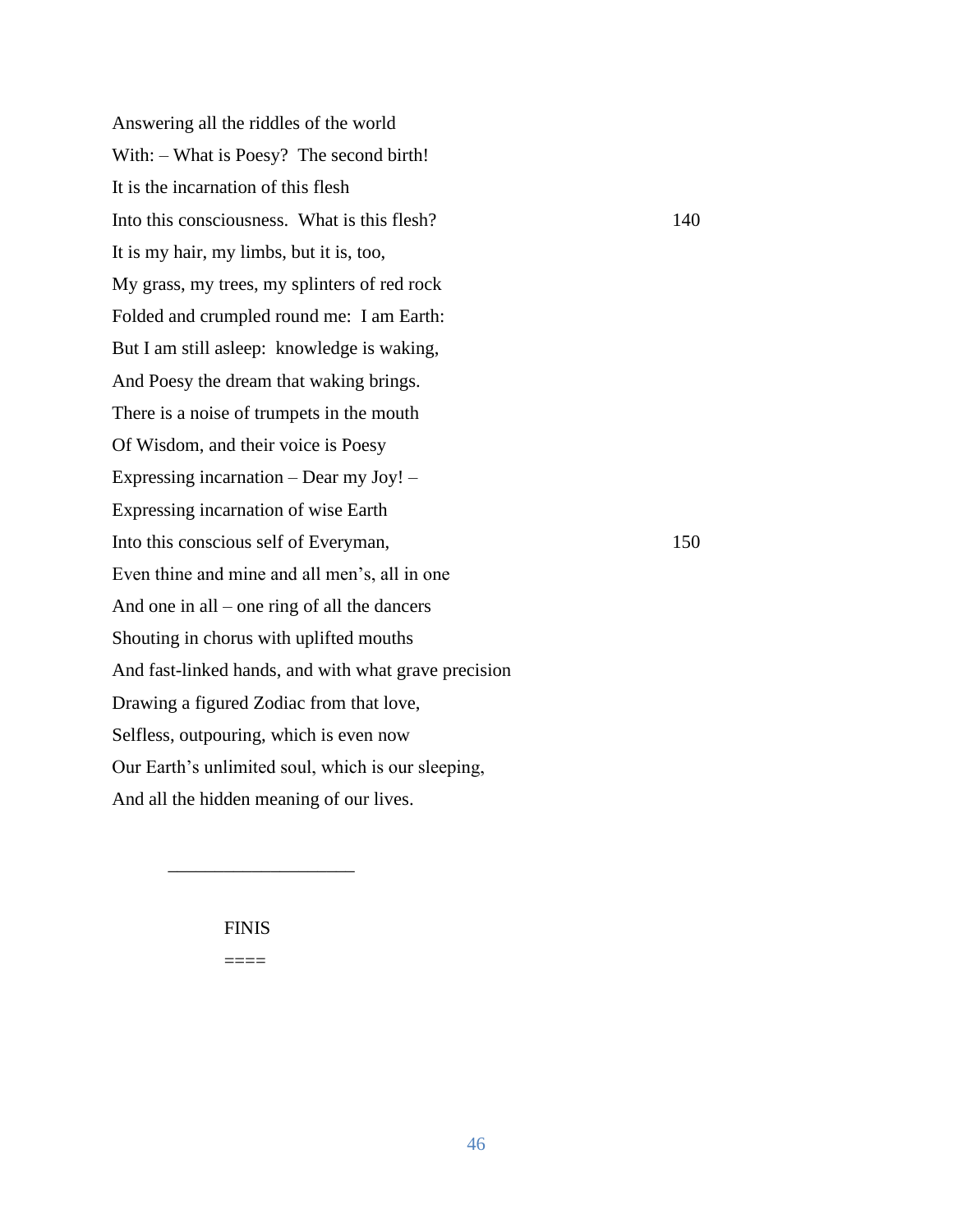Answering all the riddles of the world  
With: – What is Poesy?  The second birth!  
It is the incarnation of this flesh  
Into this consciousness.  What is this flesh?                    140  
It is my hair, my limbs, but it is, too,  
My grass, my trees, my splinters of red rock  
Folded and crumpled round me:  I am Earth:  
But I am still asleep:  knowledge is waking,  
And Poesy the dream that waking brings.  
There is a noise of trumpets in the mouth  
Of Wisdom, and their voice is Poesy  
Expressing incarnation – Dear my Joy! –  
Expressing incarnation of wise Earth  
Into this conscious self of Everyman,                    150  
Even thine and mine and all men's, all in one  
And one in all – one ring of all the dancers  
Shouting in chorus with uplifted mouths  
And fast-linked hands, and with what grave precision  
Drawing a figured Zodiac from that love,  
Selfless, outpouring, which is even now  
Our Earth's unlimited soul, which is our sleeping,  
And all the hidden meaning of our lives.

---

FINIS

====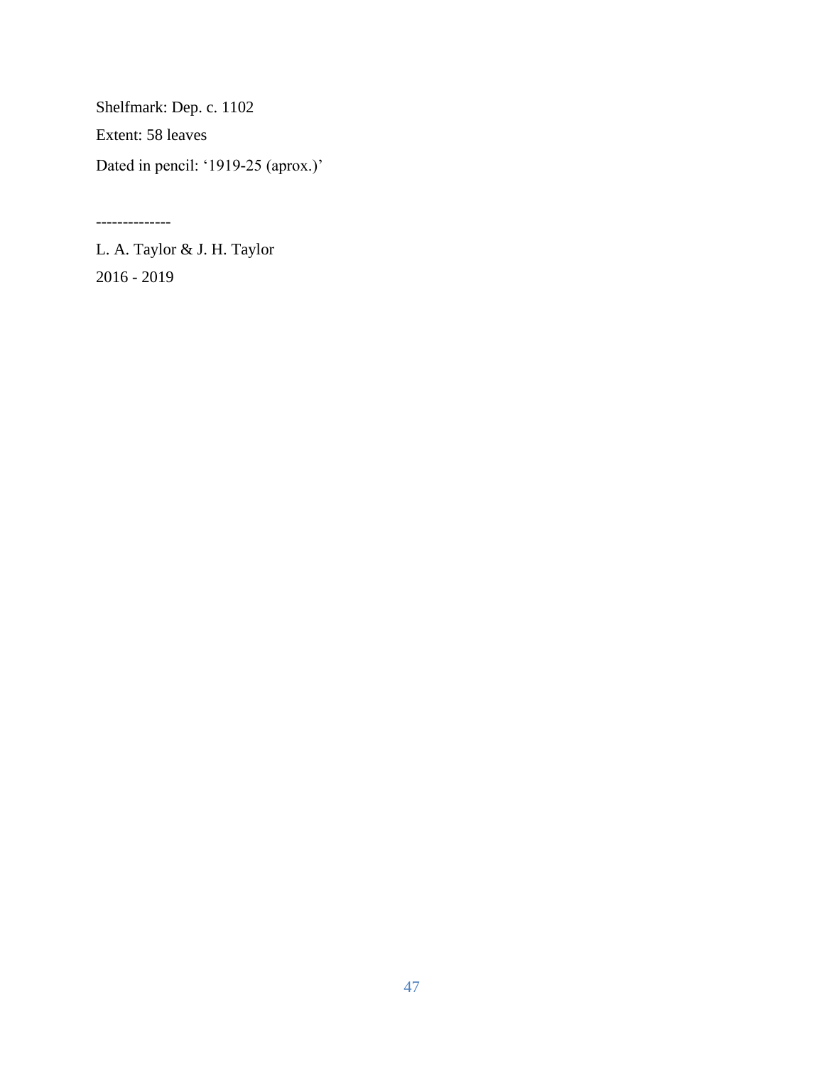Shelfmark: Dep. c. 1102

Extent: 58 leaves

Dated in pencil: ‘1919-25 (aprox.)’

--------------

L. A. Taylor & J. H. Taylor

2016 - 2019